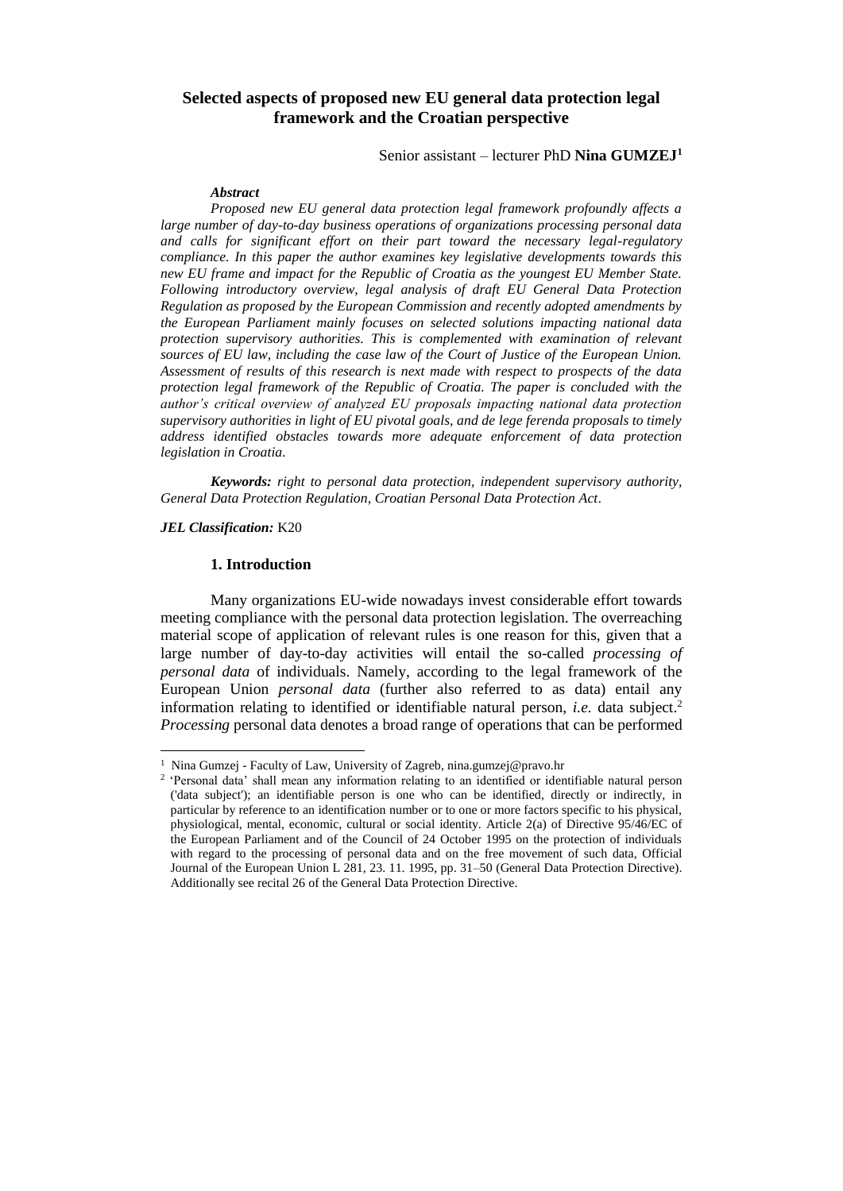# Selected aspects of proposed new EU general data protection legal framework and the Croatian perspective

Senior assistant – lecturer PhD **Nina GUMZEJ**[1]

***Abstract***

*Proposed new EU general data protection legal framework profoundly affects a large number of day-to-day business operations of organizations processing personal data and calls for significant effort on their part toward the necessary legal-regulatory compliance. In this paper the author examines key legislative developments towards this new EU frame and impact for the Republic of Croatia as the youngest EU Member State. Following introductory overview, legal analysis of draft EU General Data Protection Regulation as proposed by the European Commission and recently adopted amendments by the European Parliament mainly focuses on selected solutions impacting national data protection supervisory authorities. This is complemented with examination of relevant sources of EU law, including the case law of the Court of Justice of the European Union. Assessment of results of this research is next made with respect to prospects of the data protection legal framework of the Republic of Croatia. The paper is concluded with the author's critical overview of analyzed EU proposals impacting national data protection supervisory authorities in light of EU pivotal goals, and de lege ferenda proposals to timely address identified obstacles towards more adequate enforcement of data protection legislation in Croatia.*

***Keywords:*** *right to personal data protection, independent supervisory authority, General Data Protection Regulation, Croatian Personal Data Protection Act.*

***JEL Classification:*** K20

## 1. Introduction

Many organizations EU-wide nowadays invest considerable effort towards meeting compliance with the personal data protection legislation. The overreaching material scope of application of relevant rules is one reason for this, given that a large number of day-to-day activities will entail the so-called *processing of personal data* of individuals. Namely, according to the legal framework of the European Union *personal data* (further also referred to as data) entail any information relating to identified or identifiable natural person, *i.e.* data subject.[2] *Processing* personal data denotes a broad range of operations that can be performed

---

[1] Nina Gumzej - Faculty of Law, University of Zagreb, nina.gumzej@pravo.hr

[2] 'Personal data' shall mean any information relating to an identified or identifiable natural person ('data subject'); an identifiable person is one who can be identified, directly or indirectly, in particular by reference to an identification number or to one or more factors specific to his physical, physiological, mental, economic, cultural or social identity. Article 2(a) of Directive 95/46/EC of the European Parliament and of the Council of 24 October 1995 on the protection of individuals with regard to the processing of personal data and on the free movement of such data, Official Journal of the European Union L 281, 23. 11. 1995, pp. 31–50 (General Data Protection Directive). Additionally see recital 26 of the General Data Protection Directive.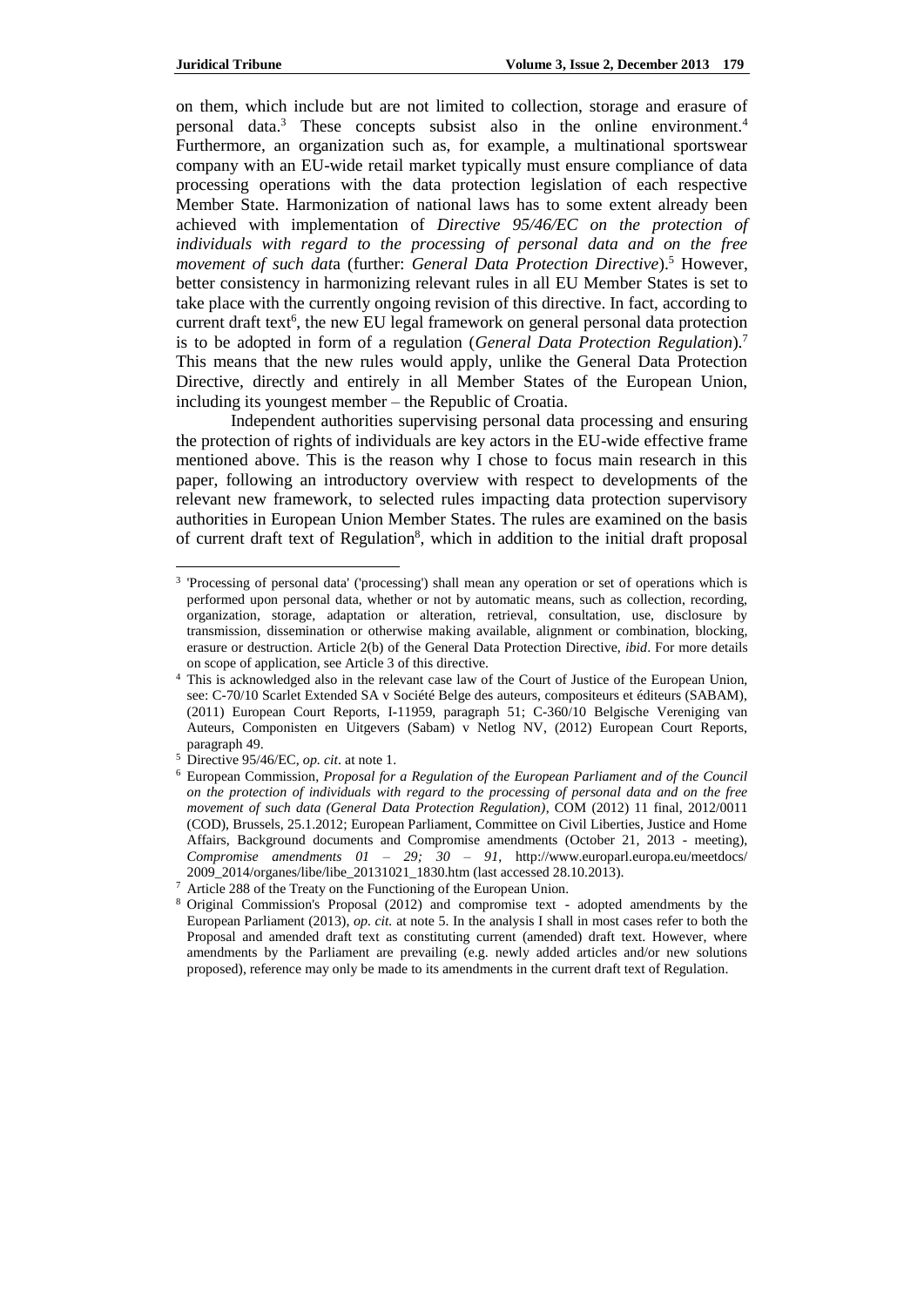on them, which include but are not limited to collection, storage and erasure of personal data.[3] These concepts subsist also in the online environment.[4] Furthermore, an organization such as, for example, a multinational sportswear company with an EU-wide retail market typically must ensure compliance of data processing operations with the data protection legislation of each respective Member State. Harmonization of national laws has to some extent already been achieved with implementation of *Directive 95/46/EC on the protection of individuals with regard to the processing of personal data and on the free movement of such dat*a (further: *General Data Protection Directive*).[5] However, better consistency in harmonizing relevant rules in all EU Member States is set to take place with the currently ongoing revision of this directive. In fact, according to current draft text[6], the new EU legal framework on general personal data protection is to be adopted in form of a regulation (*General Data Protection Regulation*).[7] This means that the new rules would apply, unlike the General Data Protection Directive, directly and entirely in all Member States of the European Union, including its youngest member – the Republic of Croatia.

Independent authorities supervising personal data processing and ensuring the protection of rights of individuals are key actors in the EU-wide effective frame mentioned above. This is the reason why I chose to focus main research in this paper, following an introductory overview with respect to developments of the relevant new framework, to selected rules impacting data protection supervisory authorities in European Union Member States. The rules are examined on the basis of current draft text of Regulation[8], which in addition to the initial draft proposal

---

[3] 'Processing of personal data' ('processing') shall mean any operation or set of operations which is performed upon personal data, whether or not by automatic means, such as collection, recording, organization, storage, adaptation or alteration, retrieval, consultation, use, disclosure by transmission, dissemination or otherwise making available, alignment or combination, blocking, erasure or destruction. Article 2(b) of the General Data Protection Directive, *ibid*. For more details on scope of application, see Article 3 of this directive.

[4] This is acknowledged also in the relevant case law of the Court of Justice of the European Union, see: C-70/10 Scarlet Extended SA v Société Belge des auteurs, compositeurs et éditeurs (SABAM), (2011) European Court Reports, I-11959, paragraph 51; C-360/10 Belgische Vereniging van Auteurs, Componisten en Uitgevers (Sabam) v Netlog NV, (2012) European Court Reports, paragraph 49.

[5] Directive 95/46/EC, *op. cit*. at note 1.

[6] European Commission, *Proposal for a Regulation of the European Parliament and of the Council on the protection of individuals with regard to the processing of personal data and on the free movement of such data (General Data Protection Regulation)*, COM (2012) 11 final, 2012/0011 (COD), Brussels, 25.1.2012; European Parliament, Committee on Civil Liberties, Justice and Home Affairs, Background documents and Compromise amendments (October 21, 2013 - meeting), *Compromise amendments 01 – 29; 30 – 91*, http://www.europarl.europa.eu/meetdocs/2009_2014/organes/libe/libe_20131021_1830.htm (last accessed 28.10.2013).

[7] Article 288 of the Treaty on the Functioning of the European Union.

[8] Original Commission's Proposal (2012) and compromise text - adopted amendments by the European Parliament (2013), *op. cit.* at note 5. In the analysis I shall in most cases refer to both the Proposal and amended draft text as constituting current (amended) draft text. However, where amendments by the Parliament are prevailing (e.g. newly added articles and/or new solutions proposed), reference may only be made to its amendments in the current draft text of Regulation.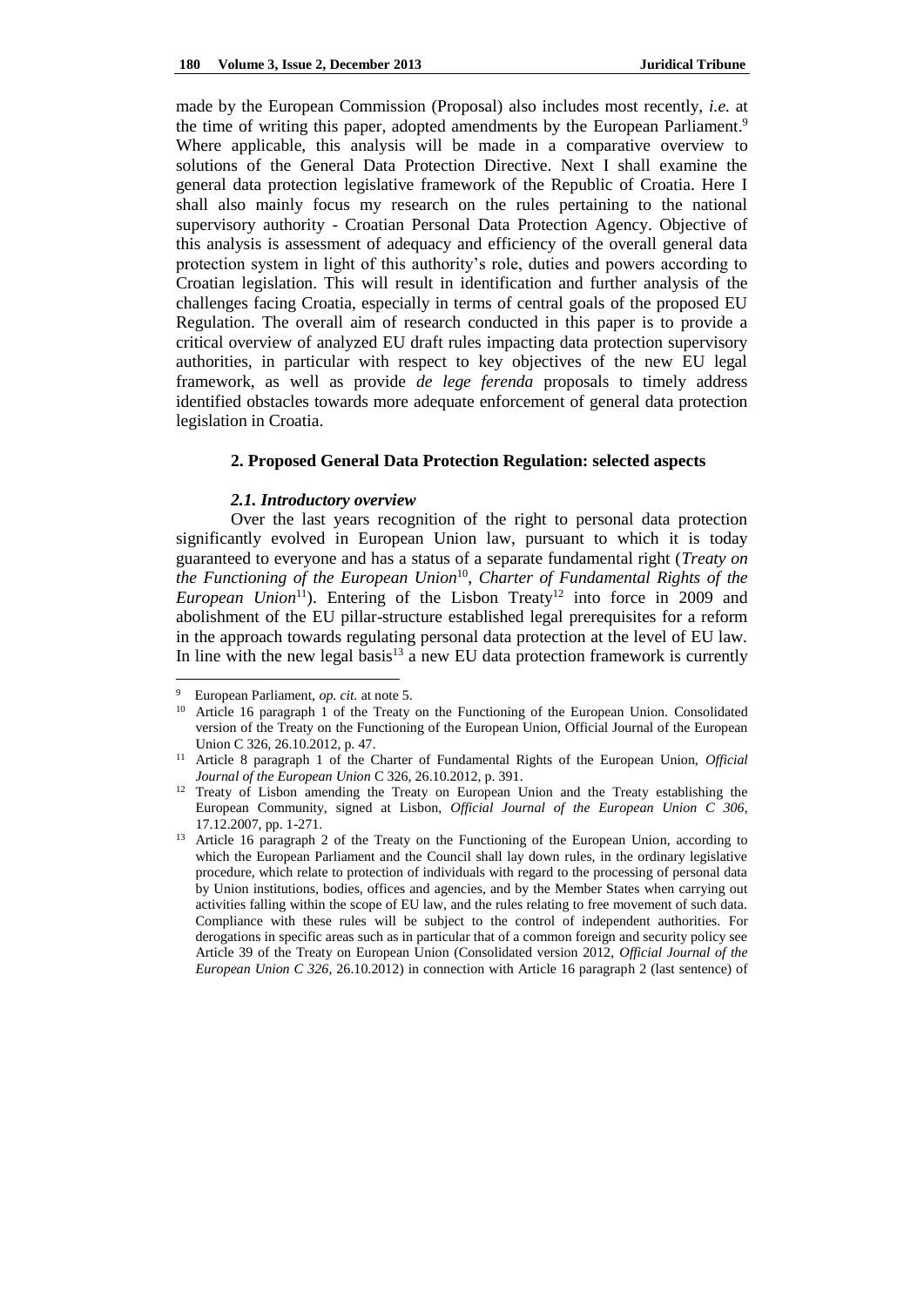made by the European Commission (Proposal) also includes most recently, *i.e.* at the time of writing this paper, adopted amendments by the European Parliament.[9] Where applicable, this analysis will be made in a comparative overview to solutions of the General Data Protection Directive. Next I shall examine the general data protection legislative framework of the Republic of Croatia. Here I shall also mainly focus my research on the rules pertaining to the national supervisory authority - Croatian Personal Data Protection Agency. Objective of this analysis is assessment of adequacy and efficiency of the overall general data protection system in light of this authority's role, duties and powers according to Croatian legislation. This will result in identification and further analysis of the challenges facing Croatia, especially in terms of central goals of the proposed EU Regulation. The overall aim of research conducted in this paper is to provide a critical overview of analyzed EU draft rules impacting data protection supervisory authorities, in particular with respect to key objectives of the new EU legal framework, as well as provide *de lege ferenda* proposals to timely address identified obstacles towards more adequate enforcement of general data protection legislation in Croatia.

## 2. Proposed General Data Protection Regulation: selected aspects

### *2.1. Introductory overview*

Over the last years recognition of the right to personal data protection significantly evolved in European Union law, pursuant to which it is today guaranteed to everyone and has a status of a separate fundamental right (*Treaty on the Functioning of the European Union*[10], *Charter of Fundamental Rights of the European Union*[11]). Entering of the Lisbon Treaty[12] into force in 2009 and abolishment of the EU pillar-structure established legal prerequisites for a reform in the approach towards regulating personal data protection at the level of EU law. In line with the new legal basis[13] a new EU data protection framework is currently

---

[9] European Parliament, *op. cit.* at note 5.

[10] Article 16 paragraph 1 of the Treaty on the Functioning of the European Union. Consolidated version of the Treaty on the Functioning of the European Union, Official Journal of the European Union C 326, 26.10.2012, p. 47.

[11] Article 8 paragraph 1 of the Charter of Fundamental Rights of the European Union, *Official Journal of the European Union* C 326, 26.10.2012, p. 391.

[12] Treaty of Lisbon amending the Treaty on European Union and the Treaty establishing the European Community, signed at Lisbon, *Official Journal of the European Union C 306*, 17.12.2007, pp. 1-271.

[13] Article 16 paragraph 2 of the Treaty on the Functioning of the European Union, according to which the European Parliament and the Council shall lay down rules, in the ordinary legislative procedure, which relate to protection of individuals with regard to the processing of personal data by Union institutions, bodies, offices and agencies, and by the Member States when carrying out activities falling within the scope of EU law, and the rules relating to free movement of such data. Compliance with these rules will be subject to the control of independent authorities. For derogations in specific areas such as in particular that of a common foreign and security policy see Article 39 of the Treaty on European Union (Consolidated version 2012, *Official Journal of the European Union C 326*, 26.10.2012) in connection with Article 16 paragraph 2 (last sentence) of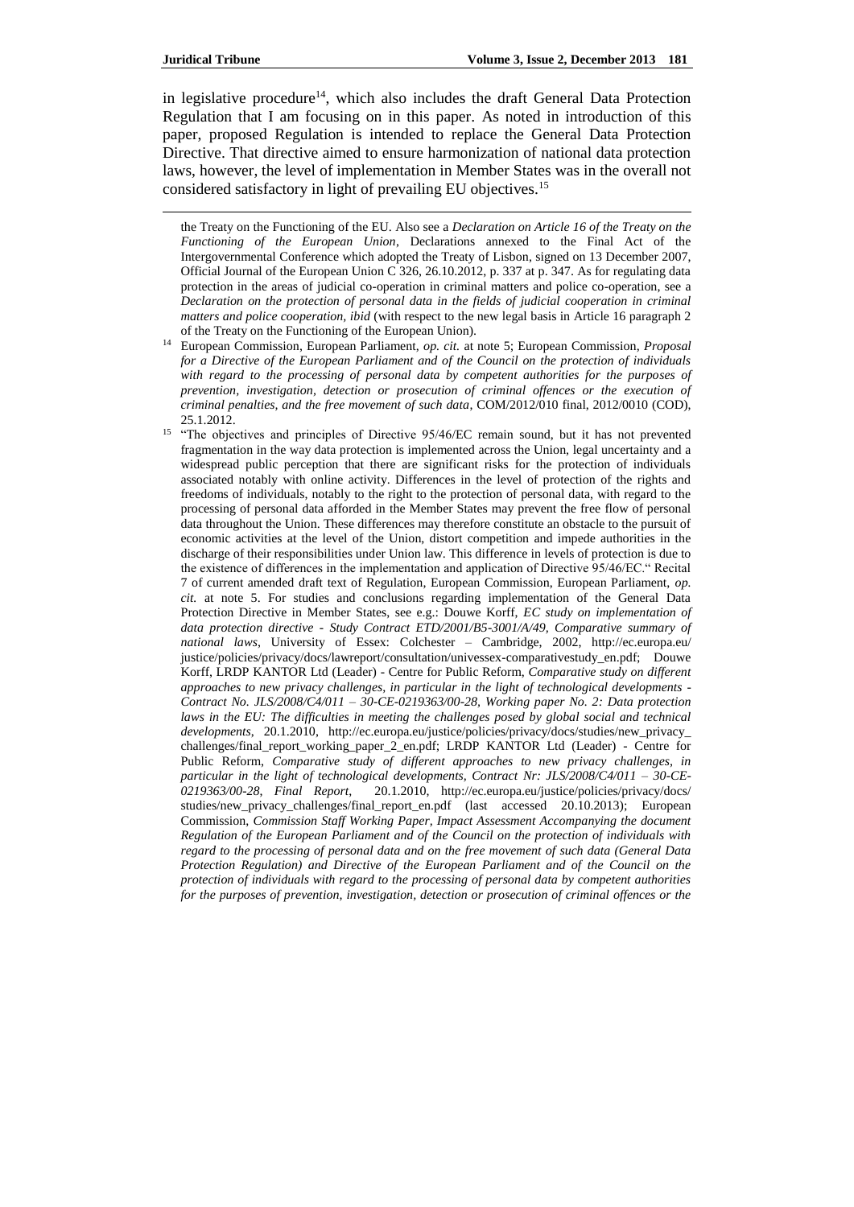in legislative procedure[14], which also includes the draft General Data Protection Regulation that I am focusing on in this paper. As noted in introduction of this paper, proposed Regulation is intended to replace the General Data Protection Directive. That directive aimed to ensure harmonization of national data protection laws, however, the level of implementation in Member States was in the overall not considered satisfactory in light of prevailing EU objectives.[15]

---

the Treaty on the Functioning of the EU. Also see a *Declaration on Article 16 of the Treaty on the Functioning of the European Union*, Declarations annexed to the Final Act of the Intergovernmental Conference which adopted the Treaty of Lisbon, signed on 13 December 2007, Official Journal of the European Union C 326, 26.10.2012, p. 337 at p. 347. As for regulating data protection in the areas of judicial co-operation in criminal matters and police co-operation, see a *Declaration on the protection of personal data in the fields of judicial cooperation in criminal matters and police cooperation*, *ibid* (with respect to the new legal basis in Article 16 paragraph 2 of the Treaty on the Functioning of the European Union).

[14] European Commission, European Parliament, *op. cit.* at note 5; European Commission, *Proposal for a Directive of the European Parliament and of the Council on the protection of individuals with regard to the processing of personal data by competent authorities for the purposes of prevention, investigation, detection or prosecution of criminal offences or the execution of criminal penalties, and the free movement of such data*, COM/2012/010 final, 2012/0010 (COD), 25.1.2012.

[15] "The objectives and principles of Directive 95/46/EC remain sound, but it has not prevented fragmentation in the way data protection is implemented across the Union, legal uncertainty and a widespread public perception that there are significant risks for the protection of individuals associated notably with online activity. Differences in the level of protection of the rights and freedoms of individuals, notably to the right to the protection of personal data, with regard to the processing of personal data afforded in the Member States may prevent the free flow of personal data throughout the Union. These differences may therefore constitute an obstacle to the pursuit of economic activities at the level of the Union, distort competition and impede authorities in the discharge of their responsibilities under Union law. This difference in levels of protection is due to the existence of differences in the implementation and application of Directive 95/46/EC." Recital 7 of current amended draft text of Regulation, European Commission, European Parliament, *op. cit.* at note 5. For studies and conclusions regarding implementation of the General Data Protection Directive in Member States, see e.g.: Douwe Korff, *EC study on implementation of data protection directive - Study Contract ETD/2001/B5-3001/A/49, Comparative summary of national laws*, University of Essex: Colchester – Cambridge, 2002, http://ec.europa.eu/justice/policies/privacy/docs/lawreport/consultation/univessex-comparativestudy_en.pdf; Douwe Korff, LRDP KANTOR Ltd (Leader) - Centre for Public Reform, *Comparative study on different approaches to new privacy challenges, in particular in the light of technological developments - Contract No. JLS/2008/C4/011 – 30-CE-0219363/00-28, Working paper No. 2: Data protection laws in the EU: The difficulties in meeting the challenges posed by global social and technical developments*, 20.1.2010, http://ec.europa.eu/justice/policies/privacy/docs/studies/new_privacy_challenges/final_report_working_paper_2_en.pdf; LRDP KANTOR Ltd (Leader) - Centre for Public Reform, *Comparative study of different approaches to new privacy challenges, in particular in the light of technological developments, Contract Nr: JLS/2008/C4/011 – 30-CE-0219363/00-28, Final Report*, 20.1.2010, http://ec.europa.eu/justice/policies/privacy/docs/studies/new_privacy_challenges/final_report_en.pdf (last accessed 20.10.2013); European Commission, *Commission Staff Working Paper, Impact Assessment Accompanying the document Regulation of the European Parliament and of the Council on the protection of individuals with regard to the processing of personal data and on the free movement of such data (General Data Protection Regulation) and Directive of the European Parliament and of the Council on the protection of individuals with regard to the processing of personal data by competent authorities for the purposes of prevention, investigation, detection or prosecution of criminal offences or the*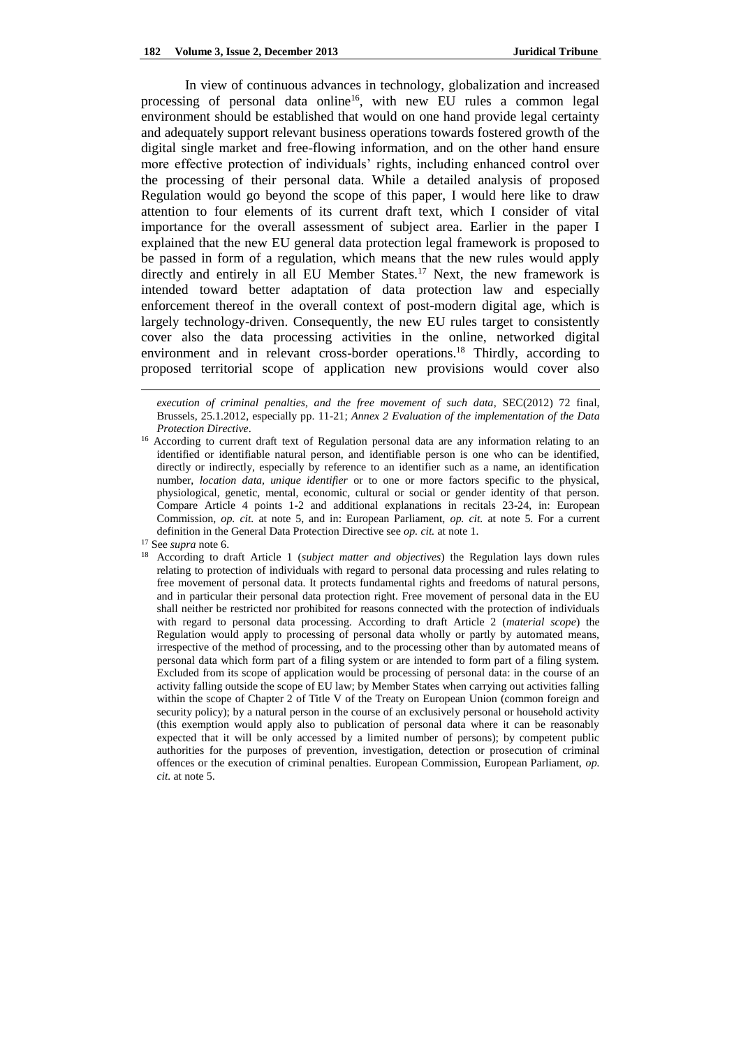In view of continuous advances in technology, globalization and increased processing of personal data online[16], with new EU rules a common legal environment should be established that would on one hand provide legal certainty and adequately support relevant business operations towards fostered growth of the digital single market and free-flowing information, and on the other hand ensure more effective protection of individuals' rights, including enhanced control over the processing of their personal data. While a detailed analysis of proposed Regulation would go beyond the scope of this paper, I would here like to draw attention to four elements of its current draft text, which I consider of vital importance for the overall assessment of subject area. Earlier in the paper I explained that the new EU general data protection legal framework is proposed to be passed in form of a regulation, which means that the new rules would apply directly and entirely in all EU Member States.[17] Next, the new framework is intended toward better adaptation of data protection law and especially enforcement thereof in the overall context of post-modern digital age, which is largely technology-driven. Consequently, the new EU rules target to consistently cover also the data processing activities in the online, networked digital environment and in relevant cross-border operations.[18] Thirdly, according to proposed territorial scope of application new provisions would cover also

---

*execution of criminal penalties, and the free movement of such data*, SEC(2012) 72 final, Brussels, 25.1.2012, especially pp. 11-21; *Annex 2 Evaluation of the implementation of the Data Protection Directive*.

[16] According to current draft text of Regulation personal data are any information relating to an identified or identifiable natural person, and identifiable person is one who can be identified, directly or indirectly, especially by reference to an identifier such as a name, an identification number, *location data*, *unique identifier* or to one or more factors specific to the physical, physiological, genetic, mental, economic, cultural or social or gender identity of that person. Compare Article 4 points 1-2 and additional explanations in recitals 23-24, in: European Commission, *op. cit.* at note 5, and in: European Parliament, *op. cit.* at note 5. For a current definition in the General Data Protection Directive see *op. cit.* at note 1.

[17] See *supra* note 6.

[18] According to draft Article 1 (*subject matter and objectives*) the Regulation lays down rules relating to protection of individuals with regard to personal data processing and rules relating to free movement of personal data. It protects fundamental rights and freedoms of natural persons, and in particular their personal data protection right. Free movement of personal data in the EU shall neither be restricted nor prohibited for reasons connected with the protection of individuals with regard to personal data processing. According to draft Article 2 (*material scope*) the Regulation would apply to processing of personal data wholly or partly by automated means, irrespective of the method of processing, and to the processing other than by automated means of personal data which form part of a filing system or are intended to form part of a filing system. Excluded from its scope of application would be processing of personal data: in the course of an activity falling outside the scope of EU law; by Member States when carrying out activities falling within the scope of Chapter 2 of Title V of the Treaty on European Union (common foreign and security policy); by a natural person in the course of an exclusively personal or household activity (this exemption would apply also to publication of personal data where it can be reasonably expected that it will be only accessed by a limited number of persons); by competent public authorities for the purposes of prevention, investigation, detection or prosecution of criminal offences or the execution of criminal penalties. European Commission, European Parliament, *op. cit.* at note 5.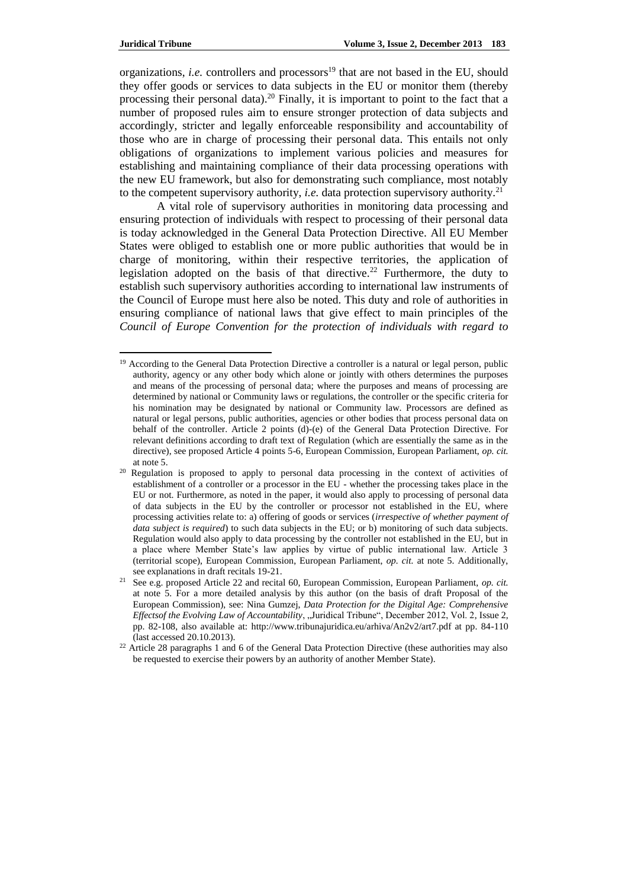organizations, *i.e.* controllers and processors[19] that are not based in the EU, should they offer goods or services to data subjects in the EU or monitor them (thereby processing their personal data).[20] Finally, it is important to point to the fact that a number of proposed rules aim to ensure stronger protection of data subjects and accordingly, stricter and legally enforceable responsibility and accountability of those who are in charge of processing their personal data. This entails not only obligations of organizations to implement various policies and measures for establishing and maintaining compliance of their data processing operations with the new EU framework, but also for demonstrating such compliance, most notably to the competent supervisory authority, *i.e.* data protection supervisory authority.[21]

A vital role of supervisory authorities in monitoring data processing and ensuring protection of individuals with respect to processing of their personal data is today acknowledged in the General Data Protection Directive. All EU Member States were obliged to establish one or more public authorities that would be in charge of monitoring, within their respective territories, the application of legislation adopted on the basis of that directive.[22] Furthermore, the duty to establish such supervisory authorities according to international law instruments of the Council of Europe must here also be noted. This duty and role of authorities in ensuring compliance of national laws that give effect to main principles of the *Council of Europe Convention for the protection of individuals with regard to*

---

[19] According to the General Data Protection Directive a controller is a natural or legal person, public authority, agency or any other body which alone or jointly with others determines the purposes and means of the processing of personal data; where the purposes and means of processing are determined by national or Community laws or regulations, the controller or the specific criteria for his nomination may be designated by national or Community law. Processors are defined as natural or legal persons, public authorities, agencies or other bodies that process personal data on behalf of the controller. Article 2 points (d)-(e) of the General Data Protection Directive. For relevant definitions according to draft text of Regulation (which are essentially the same as in the directive), see proposed Article 4 points 5-6, European Commission, European Parliament, *op. cit.* at note 5.

[20] Regulation is proposed to apply to personal data processing in the context of activities of establishment of a controller or a processor in the EU - whether the processing takes place in the EU or not. Furthermore, as noted in the paper, it would also apply to processing of personal data of data subjects in the EU by the controller or processor not established in the EU, where processing activities relate to: a) offering of goods or services (*irrespective of whether payment of data subject is required*) to such data subjects in the EU; or b) monitoring of such data subjects. Regulation would also apply to data processing by the controller not established in the EU, but in a place where Member State's law applies by virtue of public international law. Article 3 (territorial scope), European Commission, European Parliament, *op. cit.* at note 5. Additionally, see explanations in draft recitals 19-21.

[21] See e.g. proposed Article 22 and recital 60, European Commission, European Parliament, *op. cit.* at note 5. For a more detailed analysis by this author (on the basis of draft Proposal of the European Commission), see: Nina Gumzej, *Data Protection for the Digital Age: Comprehensive Effectsof the Evolving Law of Accountability*, „Juridical Tribune", December 2012, Vol. 2, Issue 2, pp. 82-108, also available at: http://www.tribunajuridica.eu/arhiva/An2v2/art7.pdf at pp. 84-110 (last accessed 20.10.2013).

[22] Article 28 paragraphs 1 and 6 of the General Data Protection Directive (these authorities may also be requested to exercise their powers by an authority of another Member State).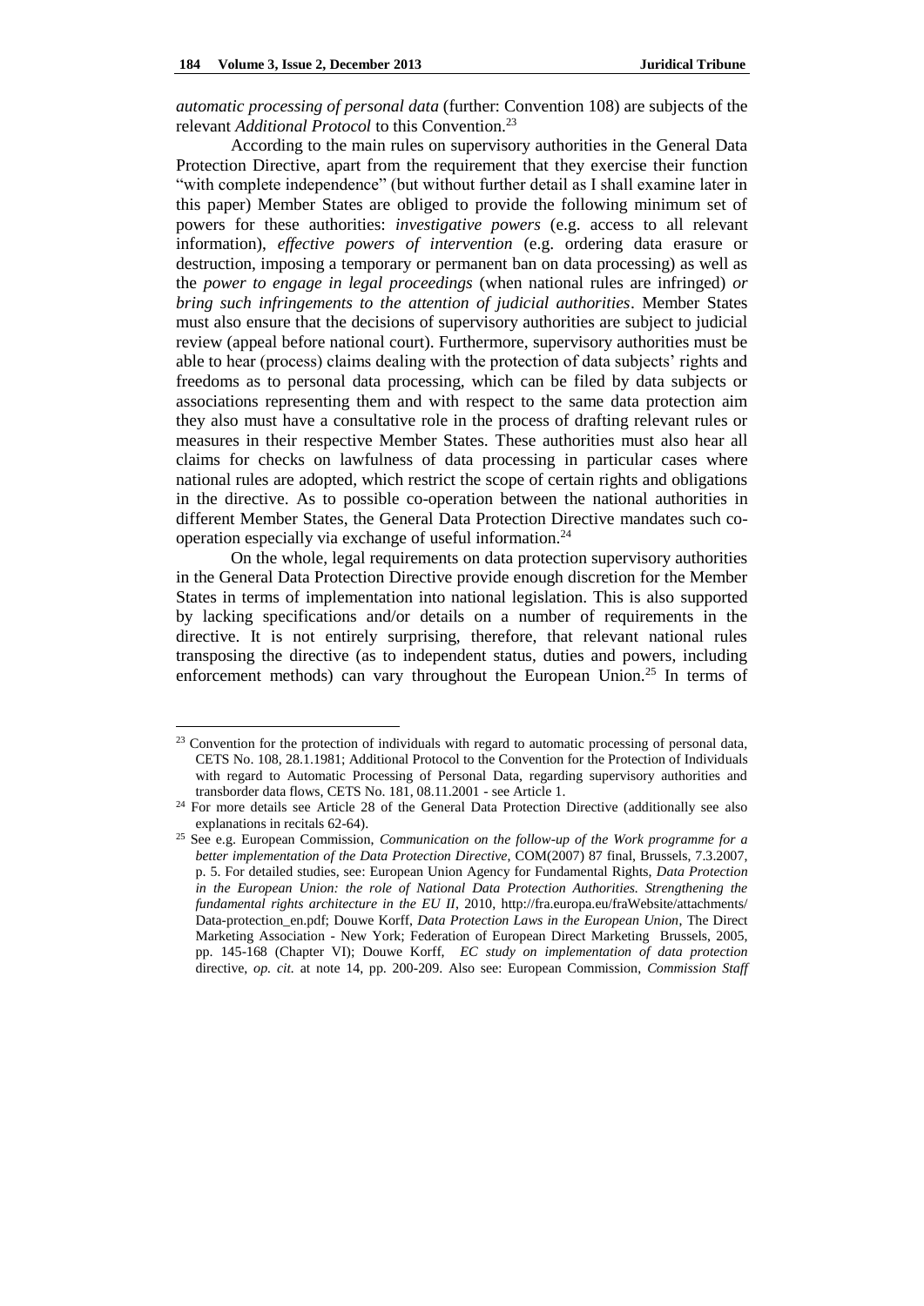*automatic processing of personal data* (further: Convention 108) are subjects of the relevant *Additional Protocol* to this Convention.[23]

According to the main rules on supervisory authorities in the General Data Protection Directive, apart from the requirement that they exercise their function "with complete independence" (but without further detail as I shall examine later in this paper) Member States are obliged to provide the following minimum set of powers for these authorities: *investigative powers* (e.g. access to all relevant information), *effective powers of intervention* (e.g. ordering data erasure or destruction, imposing a temporary or permanent ban on data processing) as well as the *power to engage in legal proceedings* (when national rules are infringed) *or bring such infringements to the attention of judicial authorities*. Member States must also ensure that the decisions of supervisory authorities are subject to judicial review (appeal before national court). Furthermore, supervisory authorities must be able to hear (process) claims dealing with the protection of data subjects' rights and freedoms as to personal data processing, which can be filed by data subjects or associations representing them and with respect to the same data protection aim they also must have a consultative role in the process of drafting relevant rules or measures in their respective Member States. These authorities must also hear all claims for checks on lawfulness of data processing in particular cases where national rules are adopted, which restrict the scope of certain rights and obligations in the directive. As to possible co-operation between the national authorities in different Member States, the General Data Protection Directive mandates such co-operation especially via exchange of useful information.[24]

On the whole, legal requirements on data protection supervisory authorities in the General Data Protection Directive provide enough discretion for the Member States in terms of implementation into national legislation. This is also supported by lacking specifications and/or details on a number of requirements in the directive. It is not entirely surprising, therefore, that relevant national rules transposing the directive (as to independent status, duties and powers, including enforcement methods) can vary throughout the European Union.[25] In terms of

---

[23] Convention for the protection of individuals with regard to automatic processing of personal data, CETS No. 108, 28.1.1981; Additional Protocol to the Convention for the Protection of Individuals with regard to Automatic Processing of Personal Data, regarding supervisory authorities and transborder data flows, CETS No. 181, 08.11.2001 - see Article 1.

[24] For more details see Article 28 of the General Data Protection Directive (additionally see also explanations in recitals 62-64).

[25] See e.g. European Commission, *Communication on the follow-up of the Work programme for a better implementation of the Data Protection Directive*, COM(2007) 87 final, Brussels, 7.3.2007, p. 5. For detailed studies, see: European Union Agency for Fundamental Rights, *Data Protection in the European Union: the role of National Data Protection Authorities. Strengthening the fundamental rights architecture in the EU II*, 2010, http://fra.europa.eu/fraWebsite/attachments/Data-protection_en.pdf; Douwe Korff, *Data Protection Laws in the European Union*, The Direct Marketing Association - New York; Federation of European Direct Marketing Brussels, 2005, pp. 145-168 (Chapter VI); Douwe Korff, *EC study on implementation of data protection* directive, *op. cit.* at note 14, pp. 200-209. Also see: European Commission, *Commission Staff*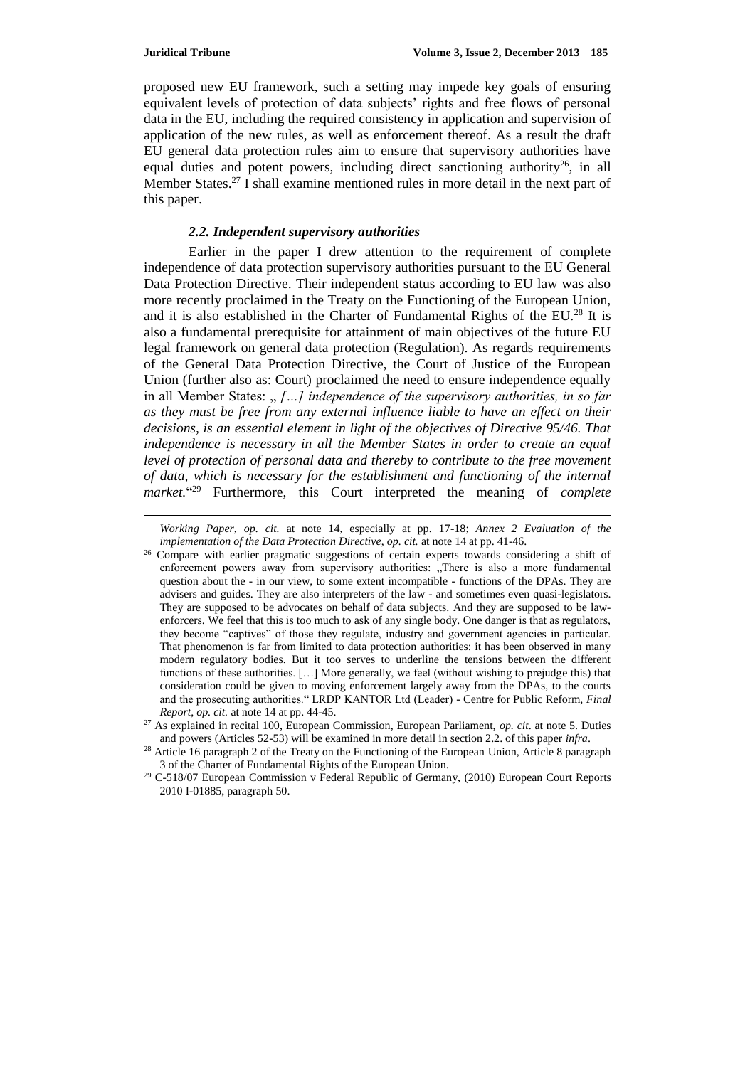proposed new EU framework, such a setting may impede key goals of ensuring equivalent levels of protection of data subjects' rights and free flows of personal data in the EU, including the required consistency in application and supervision of application of the new rules, as well as enforcement thereof. As a result the draft EU general data protection rules aim to ensure that supervisory authorities have equal duties and potent powers, including direct sanctioning authority[26], in all Member States.[27] I shall examine mentioned rules in more detail in the next part of this paper.

### *2.2. Independent supervisory authorities*

Earlier in the paper I drew attention to the requirement of complete independence of data protection supervisory authorities pursuant to the EU General Data Protection Directive. Their independent status according to EU law was also more recently proclaimed in the Treaty on the Functioning of the European Union, and it is also established in the Charter of Fundamental Rights of the EU.[28] It is also a fundamental prerequisite for attainment of main objectives of the future EU legal framework on general data protection (Regulation). As regards requirements of the General Data Protection Directive, the Court of Justice of the European Union (further also as: Court) proclaimed the need to ensure independence equally in all Member States: „ *[…] independence of the supervisory authorities, in so far as they must be free from any external influence liable to have an effect on their decisions, is an essential element in light of the objectives of Directive 95/46. That independence is necessary in all the Member States in order to create an equal level of protection of personal data and thereby to contribute to the free movement of data, which is necessary for the establishment and functioning of the internal market.*"[29] Furthermore, this Court interpreted the meaning of *complete*

---

*Working Paper*, *op. cit.* at note 14, especially at pp. 17-18; *Annex 2 Evaluation of the implementation of the Data Protection Directive*, *op. cit.* at note 14 at pp. 41-46.

[26] Compare with earlier pragmatic suggestions of certain experts towards considering a shift of enforcement powers away from supervisory authorities: „There is also a more fundamental question about the - in our view, to some extent incompatible - functions of the DPAs. They are advisers and guides. They are also interpreters of the law - and sometimes even quasi-legislators. They are supposed to be advocates on behalf of data subjects. And they are supposed to be law-enforcers. We feel that this is too much to ask of any single body. One danger is that as regulators, they become "captives" of those they regulate, industry and government agencies in particular. That phenomenon is far from limited to data protection authorities: it has been observed in many modern regulatory bodies. But it too serves to underline the tensions between the different functions of these authorities. […] More generally, we feel (without wishing to prejudge this) that consideration could be given to moving enforcement largely away from the DPAs, to the courts and the prosecuting authorities." LRDP KANTOR Ltd (Leader) - Centre for Public Reform, *Final Report*, *op. cit.* at note 14 at pp. 44-45.

[27] As explained in recital 100, European Commission, European Parliament, *op. cit*. at note 5. Duties and powers (Articles 52-53) will be examined in more detail in section 2.2. of this paper *infra*.

[28] Article 16 paragraph 2 of the Treaty on the Functioning of the European Union, Article 8 paragraph 3 of the Charter of Fundamental Rights of the European Union.

[29] C-518/07 European Commission v Federal Republic of Germany, (2010) European Court Reports 2010 I-01885, paragraph 50.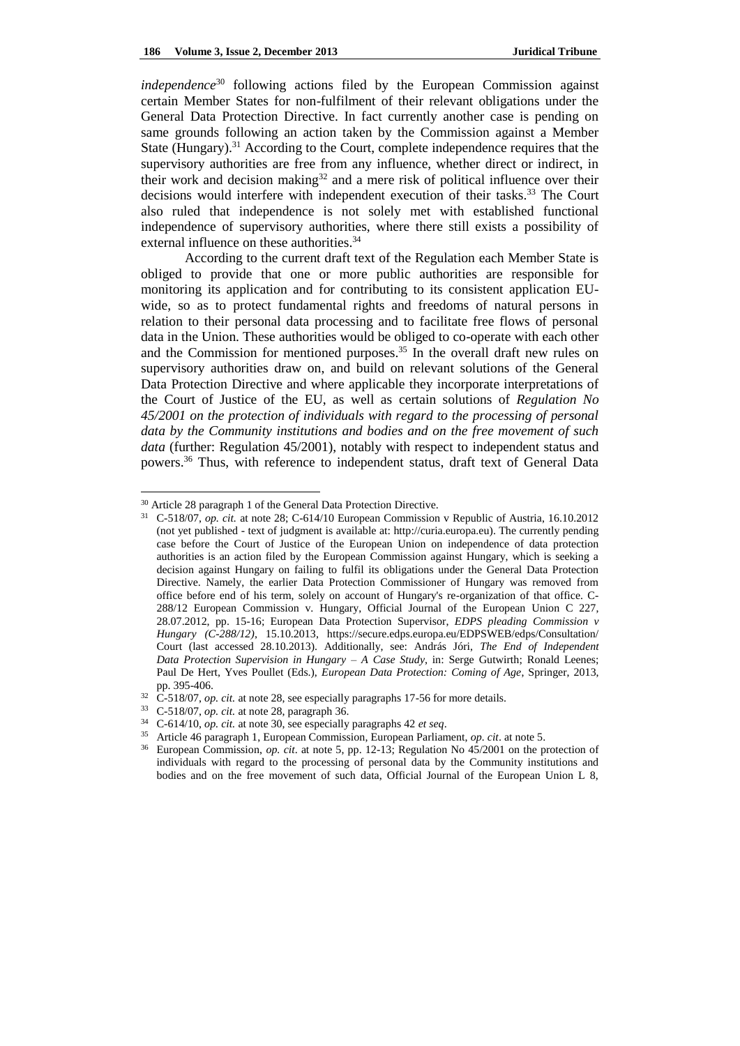*independence*[30] following actions filed by the European Commission against certain Member States for non-fulfilment of their relevant obligations under the General Data Protection Directive. In fact currently another case is pending on same grounds following an action taken by the Commission against a Member State (Hungary).[31] According to the Court, complete independence requires that the supervisory authorities are free from any influence, whether direct or indirect, in their work and decision making[32] and a mere risk of political influence over their decisions would interfere with independent execution of their tasks.[33] The Court also ruled that independence is not solely met with established functional independence of supervisory authorities, where there still exists a possibility of external influence on these authorities.[34]

According to the current draft text of the Regulation each Member State is obliged to provide that one or more public authorities are responsible for monitoring its application and for contributing to its consistent application EU-wide, so as to protect fundamental rights and freedoms of natural persons in relation to their personal data processing and to facilitate free flows of personal data in the Union. These authorities would be obliged to co-operate with each other and the Commission for mentioned purposes.[35] In the overall draft new rules on supervisory authorities draw on, and build on relevant solutions of the General Data Protection Directive and where applicable they incorporate interpretations of the Court of Justice of the EU, as well as certain solutions of *Regulation No 45/2001 on the protection of individuals with regard to the processing of personal data by the Community institutions and bodies and on the free movement of such data* (further: Regulation 45/2001), notably with respect to independent status and powers.[36] Thus, with reference to independent status, draft text of General Data

---

[30] Article 28 paragraph 1 of the General Data Protection Directive.

[31] C-518/07, *op. cit.* at note 28; C-614/10 European Commission v Republic of Austria, 16.10.2012 (not yet published - text of judgment is available at: http://curia.europa.eu). The currently pending case before the Court of Justice of the European Union on independence of data protection authorities is an action filed by the European Commission against Hungary, which is seeking a decision against Hungary on failing to fulfil its obligations under the General Data Protection Directive. Namely, the earlier Data Protection Commissioner of Hungary was removed from office before end of his term, solely on account of Hungary's re-organization of that office. C-288/12 European Commission v. Hungary, Official Journal of the European Union C 227, 28.07.2012, pp. 15-16; European Data Protection Supervisor, *EDPS pleading Commission v Hungary (C-288/12)*, 15.10.2013, https://secure.edps.europa.eu/EDPSWEB/edps/Consultation/Court (last accessed 28.10.2013). Additionally, see: András Jóri, *The End of Independent Data Protection Supervision in Hungary – A Case Study*, in: Serge Gutwirth; Ronald Leenes; Paul De Hert, Yves Poullet (Eds.), *European Data Protection: Coming of Age*, Springer, 2013, pp. 395-406.

[32] C-518/07, *op. cit.* at note 28, see especially paragraphs 17-56 for more details.

[33] C-518/07, *op. cit.* at note 28, paragraph 36.

[34] C-614/10, *op. cit.* at note 30, see especially paragraphs 42 *et seq*.

[35] Article 46 paragraph 1, European Commission, European Parliament, *op. cit*. at note 5.

[36] European Commission, *op. cit*. at note 5, pp. 12-13; Regulation No 45/2001 on the protection of individuals with regard to the processing of personal data by the Community institutions and bodies and on the free movement of such data, Official Journal of the European Union L 8,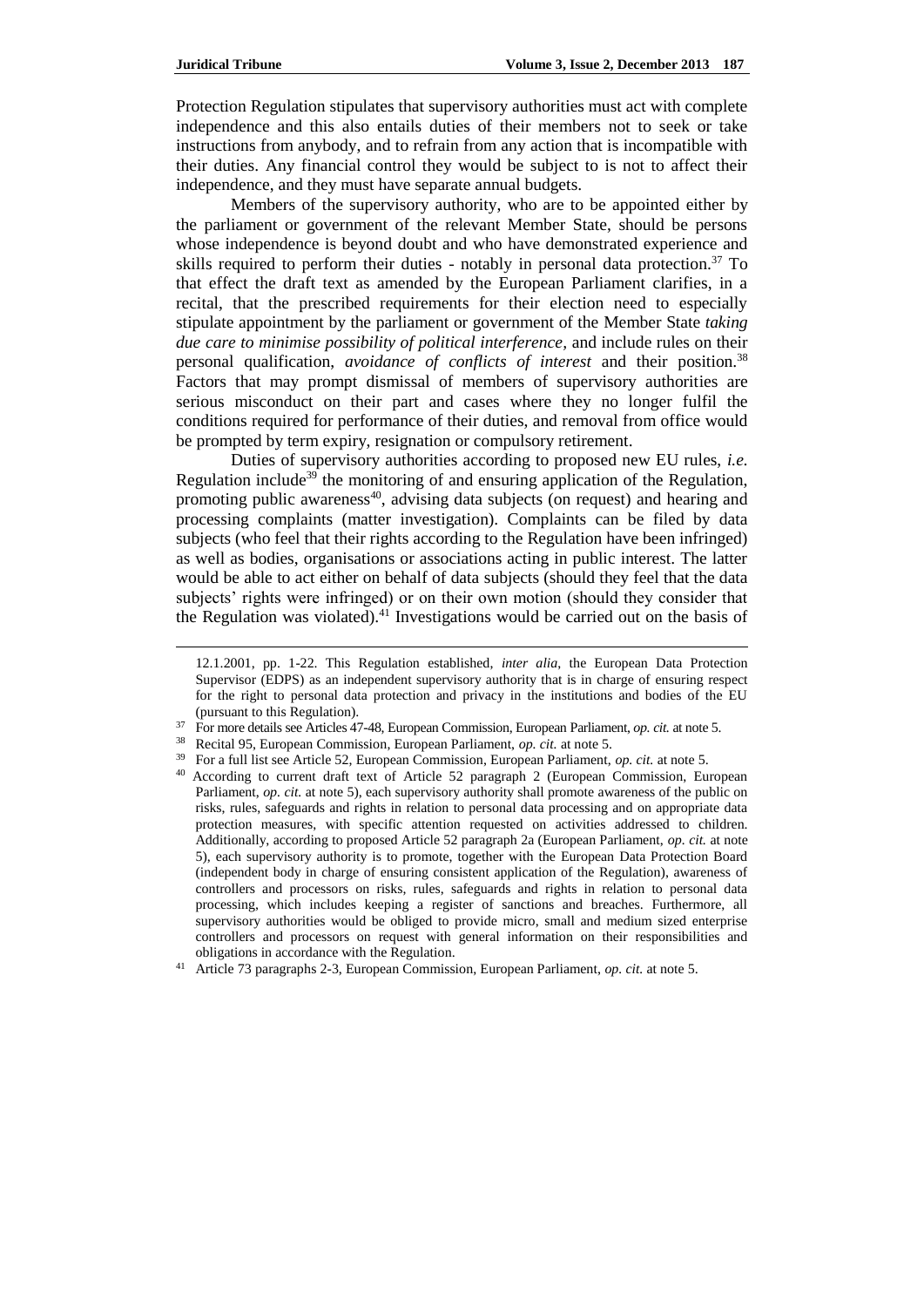Protection Regulation stipulates that supervisory authorities must act with complete independence and this also entails duties of their members not to seek or take instructions from anybody, and to refrain from any action that is incompatible with their duties. Any financial control they would be subject to is not to affect their independence, and they must have separate annual budgets.

Members of the supervisory authority, who are to be appointed either by the parliament or government of the relevant Member State, should be persons whose independence is beyond doubt and who have demonstrated experience and skills required to perform their duties - notably in personal data protection.[37] To that effect the draft text as amended by the European Parliament clarifies, in a recital, that the prescribed requirements for their election need to especially stipulate appointment by the parliament or government of the Member State *taking due care to minimise possibility of political interference,* and include rules on their personal qualification, *avoidance of conflicts of interest* and their position.[38] Factors that may prompt dismissal of members of supervisory authorities are serious misconduct on their part and cases where they no longer fulfil the conditions required for performance of their duties, and removal from office would be prompted by term expiry, resignation or compulsory retirement.

Duties of supervisory authorities according to proposed new EU rules, *i.e.* Regulation include[39] the monitoring of and ensuring application of the Regulation, promoting public awareness[40], advising data subjects (on request) and hearing and processing complaints (matter investigation). Complaints can be filed by data subjects (who feel that their rights according to the Regulation have been infringed) as well as bodies, organisations or associations acting in public interest. The latter would be able to act either on behalf of data subjects (should they feel that the data subjects' rights were infringed) or on their own motion (should they consider that the Regulation was violated).[41] Investigations would be carried out on the basis of

---

12.1.2001, pp. 1-22. This Regulation established, *inter alia*, the European Data Protection Supervisor (EDPS) as an independent supervisory authority that is in charge of ensuring respect for the right to personal data protection and privacy in the institutions and bodies of the EU (pursuant to this Regulation).

[37] For more details see Articles 47-48, European Commission, European Parliament, *op. cit.* at note 5.

[38] Recital 95, European Commission, European Parliament, *op. cit.* at note 5.

[39] For a full list see Article 52, European Commission, European Parliament, *op. cit.* at note 5.

[40] According to current draft text of Article 52 paragraph 2 (European Commission, European Parliament, *op. cit.* at note 5), each supervisory authority shall promote awareness of the public on risks, rules, safeguards and rights in relation to personal data processing and on appropriate data protection measures, with specific attention requested on activities addressed to children. Additionally, according to proposed Article 52 paragraph 2a (European Parliament, *op. cit.* at note 5), each supervisory authority is to promote, together with the European Data Protection Board (independent body in charge of ensuring consistent application of the Regulation), awareness of controllers and processors on risks, rules, safeguards and rights in relation to personal data processing, which includes keeping a register of sanctions and breaches. Furthermore, all supervisory authorities would be obliged to provide micro, small and medium sized enterprise controllers and processors on request with general information on their responsibilities and obligations in accordance with the Regulation.

[41] Article 73 paragraphs 2-3, European Commission, European Parliament, *op. cit.* at note 5.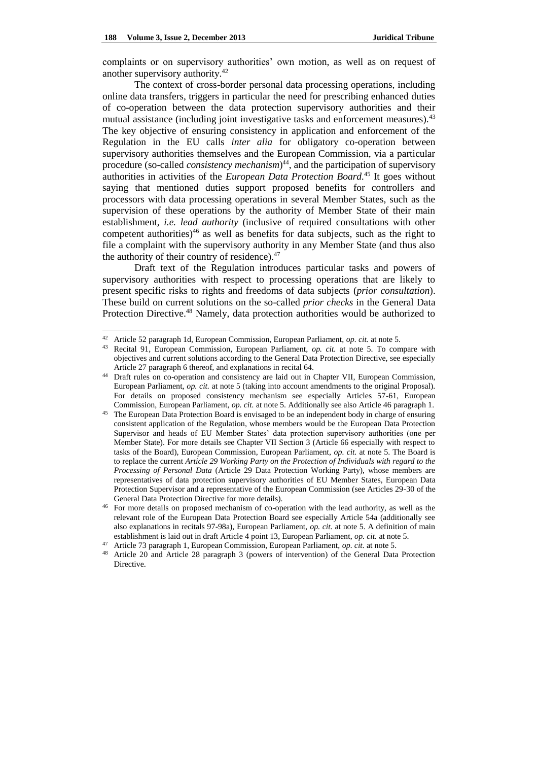complaints or on supervisory authorities' own motion, as well as on request of another supervisory authority.[42]

The context of cross-border personal data processing operations, including online data transfers, triggers in particular the need for prescribing enhanced duties of co-operation between the data protection supervisory authorities and their mutual assistance (including joint investigative tasks and enforcement measures).[43] The key objective of ensuring consistency in application and enforcement of the Regulation in the EU calls *inter alia* for obligatory co-operation between supervisory authorities themselves and the European Commission, via a particular procedure (so-called *consistency mechanism*)[44], and the participation of supervisory authorities in activities of the *European Data Protection Board*.[45] It goes without saying that mentioned duties support proposed benefits for controllers and processors with data processing operations in several Member States, such as the supervision of these operations by the authority of Member State of their main establishment, *i.e. lead authority* (inclusive of required consultations with other competent authorities)[46] as well as benefits for data subjects, such as the right to file a complaint with the supervisory authority in any Member State (and thus also the authority of their country of residence).[47]

Draft text of the Regulation introduces particular tasks and powers of supervisory authorities with respect to processing operations that are likely to present specific risks to rights and freedoms of data subjects (*prior consultation*). These build on current solutions on the so-called *prior checks* in the General Data Protection Directive.[48] Namely, data protection authorities would be authorized to

---

[42] Article 52 paragraph 1d, European Commission, European Parliament, *op. cit.* at note 5.

[43] Recital 91, European Commission, European Parliament, *op. cit.* at note 5. To compare with objectives and current solutions according to the General Data Protection Directive, see especially Article 27 paragraph 6 thereof, and explanations in recital 64.

[44] Draft rules on co-operation and consistency are laid out in Chapter VII, European Commission, European Parliament, *op. cit.* at note 5 (taking into account amendments to the original Proposal). For details on proposed consistency mechanism see especially Articles 57-61, European Commission, European Parliament, *op. cit.* at note 5. Additionally see also Article 46 paragraph 1.

[45] The European Data Protection Board is envisaged to be an independent body in charge of ensuring consistent application of the Regulation, whose members would be the European Data Protection Supervisor and heads of EU Member States' data protection supervisory authorities (one per Member State). For more details see Chapter VII Section 3 (Article 66 especially with respect to tasks of the Board), European Commission, European Parliament, *op. cit.* at note 5. The Board is to replace the current *Article 29 Working Party on the Protection of Individuals with regard to the Processing of Personal Data* (Article 29 Data Protection Working Party), whose members are representatives of data protection supervisory authorities of EU Member States, European Data Protection Supervisor and a representative of the European Commission (see Articles 29-30 of the General Data Protection Directive for more details).

[46] For more details on proposed mechanism of co-operation with the lead authority, as well as the relevant role of the European Data Protection Board see especially Article 54a (additionally see also explanations in recitals 97-98a), European Parliament, *op. cit.* at note 5. A definition of main establishment is laid out in draft Article 4 point 13, European Parliament, *op. cit.* at note 5.

[47] Article 73 paragraph 1, European Commission, European Parliament, *op. cit.* at note 5.

[48] Article 20 and Article 28 paragraph 3 (powers of intervention) of the General Data Protection Directive.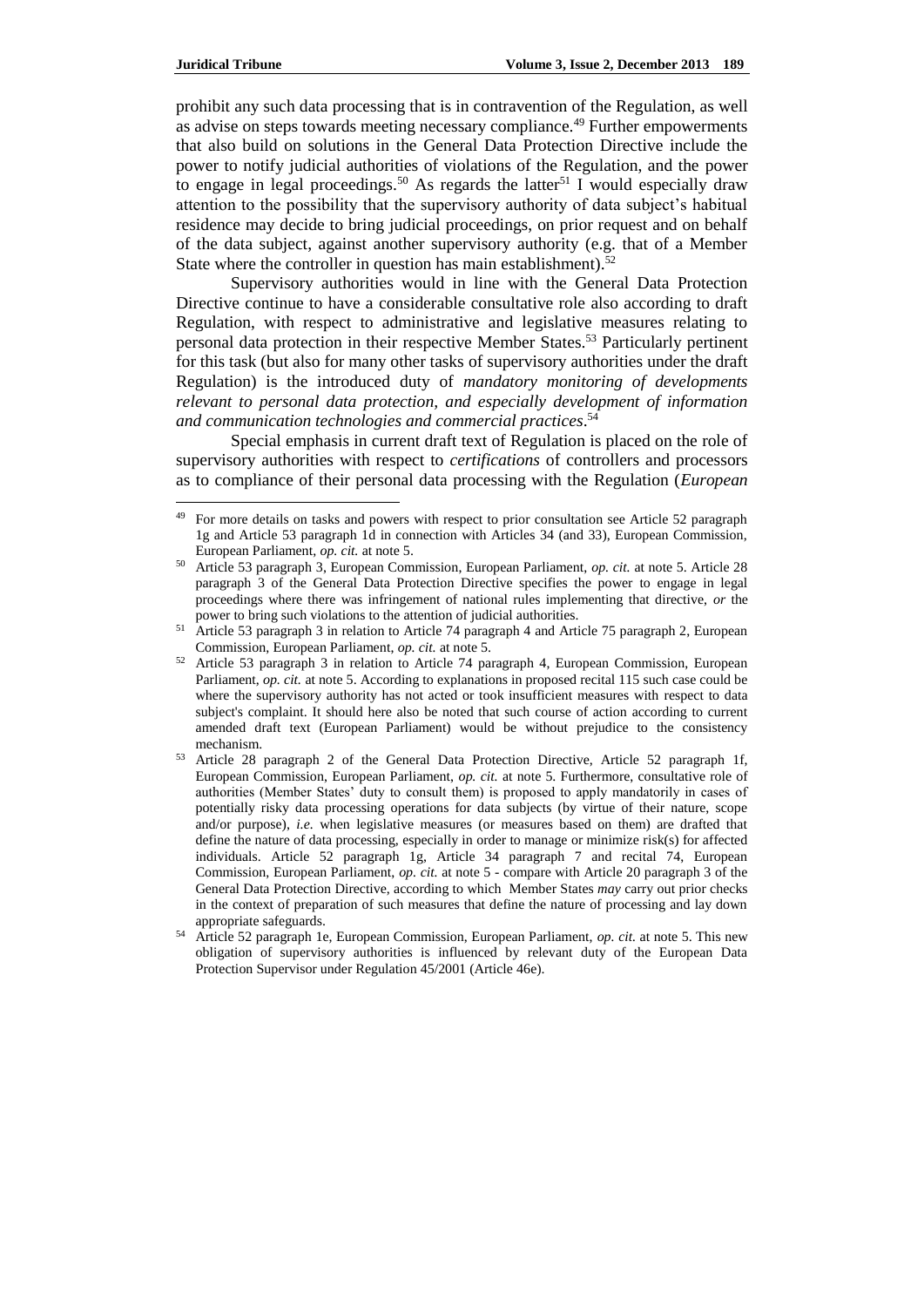prohibit any such data processing that is in contravention of the Regulation, as well as advise on steps towards meeting necessary compliance.[49] Further empowerments that also build on solutions in the General Data Protection Directive include the power to notify judicial authorities of violations of the Regulation, and the power to engage in legal proceedings.[50] As regards the latter[51] I would especially draw attention to the possibility that the supervisory authority of data subject's habitual residence may decide to bring judicial proceedings, on prior request and on behalf of the data subject, against another supervisory authority (e.g. that of a Member State where the controller in question has main establishment).[52]

Supervisory authorities would in line with the General Data Protection Directive continue to have a considerable consultative role also according to draft Regulation, with respect to administrative and legislative measures relating to personal data protection in their respective Member States.[53] Particularly pertinent for this task (but also for many other tasks of supervisory authorities under the draft Regulation) is the introduced duty of *mandatory monitoring of developments relevant to personal data protection, and especially development of information and communication technologies and commercial practices*.[54]

Special emphasis in current draft text of Regulation is placed on the role of supervisory authorities with respect to *certifications* of controllers and processors as to compliance of their personal data processing with the Regulation (*European*

---

[49] For more details on tasks and powers with respect to prior consultation see Article 52 paragraph 1g and Article 53 paragraph 1d in connection with Articles 34 (and 33), European Commission, European Parliament, *op. cit.* at note 5.

[50] Article 53 paragraph 3, European Commission, European Parliament, *op. cit.* at note 5. Article 28 paragraph 3 of the General Data Protection Directive specifies the power to engage in legal proceedings where there was infringement of national rules implementing that directive, *or* the power to bring such violations to the attention of judicial authorities.

[51] Article 53 paragraph 3 in relation to Article 74 paragraph 4 and Article 75 paragraph 2, European Commission, European Parliament, *op. cit.* at note 5.

[52] Article 53 paragraph 3 in relation to Article 74 paragraph 4, European Commission, European Parliament, *op. cit.* at note 5. According to explanations in proposed recital 115 such case could be where the supervisory authority has not acted or took insufficient measures with respect to data subject's complaint. It should here also be noted that such course of action according to current amended draft text (European Parliament) would be without prejudice to the consistency mechanism.

[53] Article 28 paragraph 2 of the General Data Protection Directive, Article 52 paragraph 1f, European Commission, European Parliament, *op. cit.* at note 5. Furthermore, consultative role of authorities (Member States' duty to consult them) is proposed to apply mandatorily in cases of potentially risky data processing operations for data subjects (by virtue of their nature, scope and/or purpose), *i.e.* when legislative measures (or measures based on them) are drafted that define the nature of data processing, especially in order to manage or minimize risk(s) for affected individuals. Article 52 paragraph 1g, Article 34 paragraph 7 and recital 74, European Commission, European Parliament, *op. cit.* at note 5 - compare with Article 20 paragraph 3 of the General Data Protection Directive, according to which Member States *may* carry out prior checks in the context of preparation of such measures that define the nature of processing and lay down appropriate safeguards.

[54] Article 52 paragraph 1e, European Commission, European Parliament, *op. cit.* at note 5. This new obligation of supervisory authorities is influenced by relevant duty of the European Data Protection Supervisor under Regulation 45/2001 (Article 46e).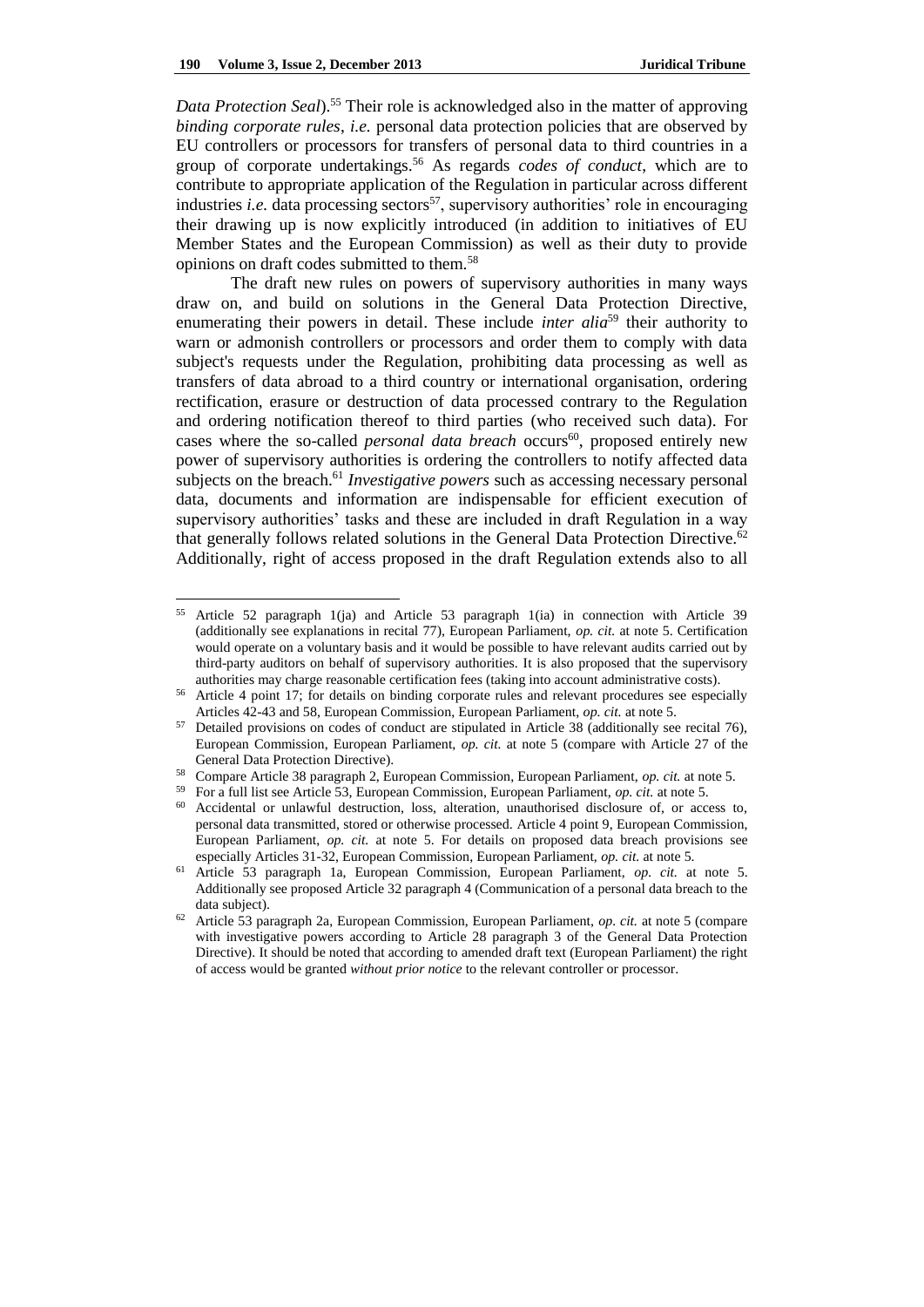*Data Protection Seal*).[55] Their role is acknowledged also in the matter of approving *binding corporate rules*, *i.e.* personal data protection policies that are observed by EU controllers or processors for transfers of personal data to third countries in a group of corporate undertakings.[56] As regards *codes of conduct*, which are to contribute to appropriate application of the Regulation in particular across different industries *i.e.* data processing sectors[57], supervisory authorities' role in encouraging their drawing up is now explicitly introduced (in addition to initiatives of EU Member States and the European Commission) as well as their duty to provide opinions on draft codes submitted to them.[58]

The draft new rules on powers of supervisory authorities in many ways draw on, and build on solutions in the General Data Protection Directive, enumerating their powers in detail. These include *inter alia*[59] their authority to warn or admonish controllers or processors and order them to comply with data subject's requests under the Regulation, prohibiting data processing as well as transfers of data abroad to a third country or international organisation, ordering rectification, erasure or destruction of data processed contrary to the Regulation and ordering notification thereof to third parties (who received such data). For cases where the so-called *personal data breach* occurs[60], proposed entirely new power of supervisory authorities is ordering the controllers to notify affected data subjects on the breach.[61] *Investigative powers* such as accessing necessary personal data, documents and information are indispensable for efficient execution of supervisory authorities' tasks and these are included in draft Regulation in a way that generally follows related solutions in the General Data Protection Directive.[62] Additionally, right of access proposed in the draft Regulation extends also to all

---

[55] Article 52 paragraph 1(ja) and Article 53 paragraph 1(ia) in connection with Article 39 (additionally see explanations in recital 77), European Parliament, *op. cit.* at note 5. Certification would operate on a voluntary basis and it would be possible to have relevant audits carried out by third-party auditors on behalf of supervisory authorities. It is also proposed that the supervisory authorities may charge reasonable certification fees (taking into account administrative costs).

[56] Article 4 point 17; for details on binding corporate rules and relevant procedures see especially Articles 42-43 and 58, European Commission, European Parliament, *op. cit.* at note 5.

[57] Detailed provisions on codes of conduct are stipulated in Article 38 (additionally see recital 76), European Commission, European Parliament, *op. cit.* at note 5 (compare with Article 27 of the General Data Protection Directive).

[58] Compare Article 38 paragraph 2, European Commission, European Parliament, *op. cit.* at note 5.

[59] For a full list see Article 53, European Commission, European Parliament, *op. cit.* at note 5.

[60] Accidental or unlawful destruction, loss, alteration, unauthorised disclosure of, or access to, personal data transmitted, stored or otherwise processed. Article 4 point 9, European Commission, European Parliament, *op. cit.* at note 5. For details on proposed data breach provisions see especially Articles 31-32, European Commission, European Parliament, *op. cit.* at note 5.

[61] Article 53 paragraph 1a, European Commission, European Parliament, *op. cit.* at note 5. Additionally see proposed Article 32 paragraph 4 (Communication of a personal data breach to the data subject).

[62] Article 53 paragraph 2a, European Commission, European Parliament, *op. cit.* at note 5 (compare with investigative powers according to Article 28 paragraph 3 of the General Data Protection Directive). It should be noted that according to amended draft text (European Parliament) the right of access would be granted *without prior notice* to the relevant controller or processor.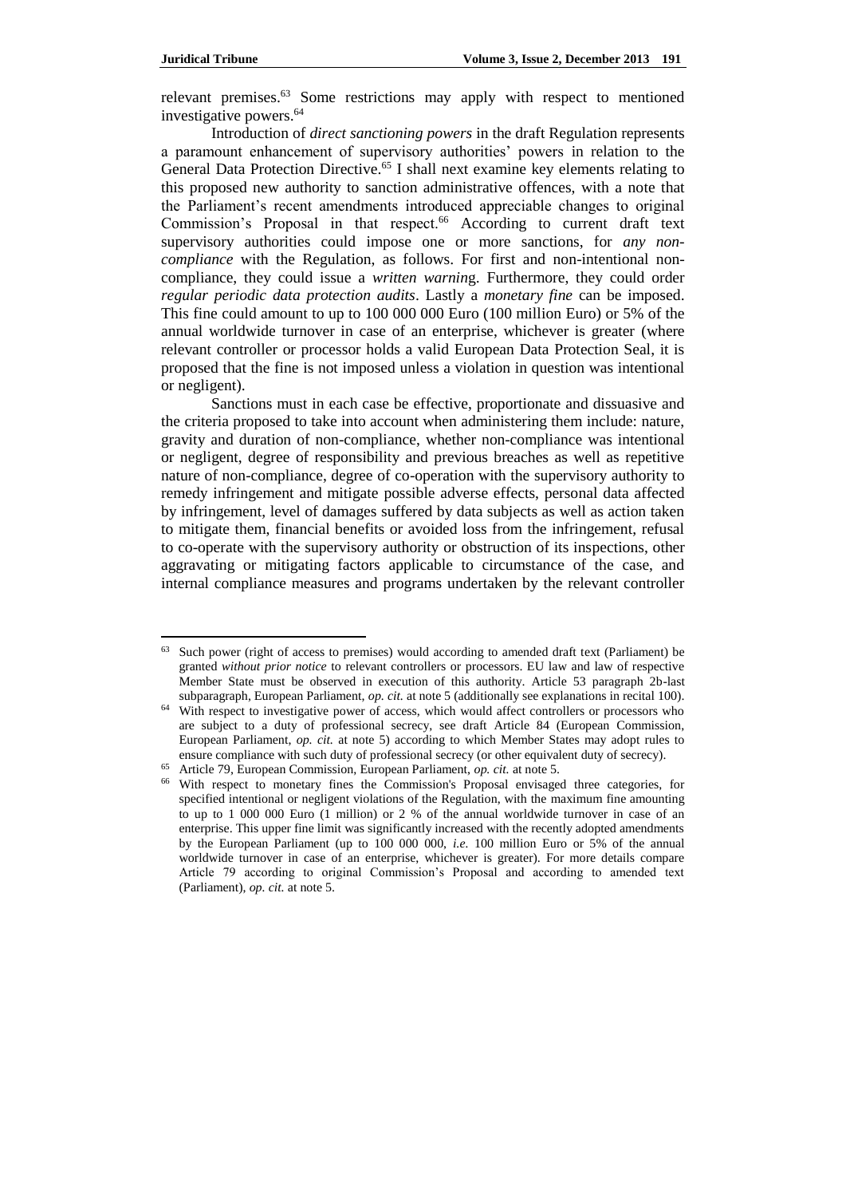relevant premises.[63] Some restrictions may apply with respect to mentioned investigative powers.[64]

Introduction of *direct sanctioning powers* in the draft Regulation represents a paramount enhancement of supervisory authorities' powers in relation to the General Data Protection Directive.[65] I shall next examine key elements relating to this proposed new authority to sanction administrative offences, with a note that the Parliament's recent amendments introduced appreciable changes to original Commission's Proposal in that respect.[66] According to current draft text supervisory authorities could impose one or more sanctions, for *any non-compliance* with the Regulation, as follows. For first and non-intentional non-compliance, they could issue a *written warning*. Furthermore, they could order *regular periodic data protection audits*. Lastly a *monetary fine* can be imposed. This fine could amount to up to 100 000 000 Euro (100 million Euro) or 5% of the annual worldwide turnover in case of an enterprise, whichever is greater (where relevant controller or processor holds a valid European Data Protection Seal, it is proposed that the fine is not imposed unless a violation in question was intentional or negligent).

Sanctions must in each case be effective, proportionate and dissuasive and the criteria proposed to take into account when administering them include: nature, gravity and duration of non-compliance, whether non-compliance was intentional or negligent, degree of responsibility and previous breaches as well as repetitive nature of non-compliance, degree of co-operation with the supervisory authority to remedy infringement and mitigate possible adverse effects, personal data affected by infringement, level of damages suffered by data subjects as well as action taken to mitigate them, financial benefits or avoided loss from the infringement, refusal to co-operate with the supervisory authority or obstruction of its inspections, other aggravating or mitigating factors applicable to circumstance of the case, and internal compliance measures and programs undertaken by the relevant controller

---

[63] Such power (right of access to premises) would according to amended draft text (Parliament) be granted *without prior notice* to relevant controllers or processors. EU law and law of respective Member State must be observed in execution of this authority. Article 53 paragraph 2b-last subparagraph, European Parliament, *op. cit.* at note 5 (additionally see explanations in recital 100).

[64] With respect to investigative power of access, which would affect controllers or processors who are subject to a duty of professional secrecy, see draft Article 84 (European Commission, European Parliament, *op. cit.* at note 5) according to which Member States may adopt rules to ensure compliance with such duty of professional secrecy (or other equivalent duty of secrecy).

[65] Article 79, European Commission, European Parliament, *op. cit.* at note 5.

[66] With respect to monetary fines the Commission's Proposal envisaged three categories, for specified intentional or negligent violations of the Regulation, with the maximum fine amounting to up to 1 000 000 Euro (1 million) or 2 % of the annual worldwide turnover in case of an enterprise. This upper fine limit was significantly increased with the recently adopted amendments by the European Parliament (up to 100 000 000, *i.e.* 100 million Euro or 5% of the annual worldwide turnover in case of an enterprise, whichever is greater). For more details compare Article 79 according to original Commission's Proposal and according to amended text (Parliament), *op. cit.* at note 5.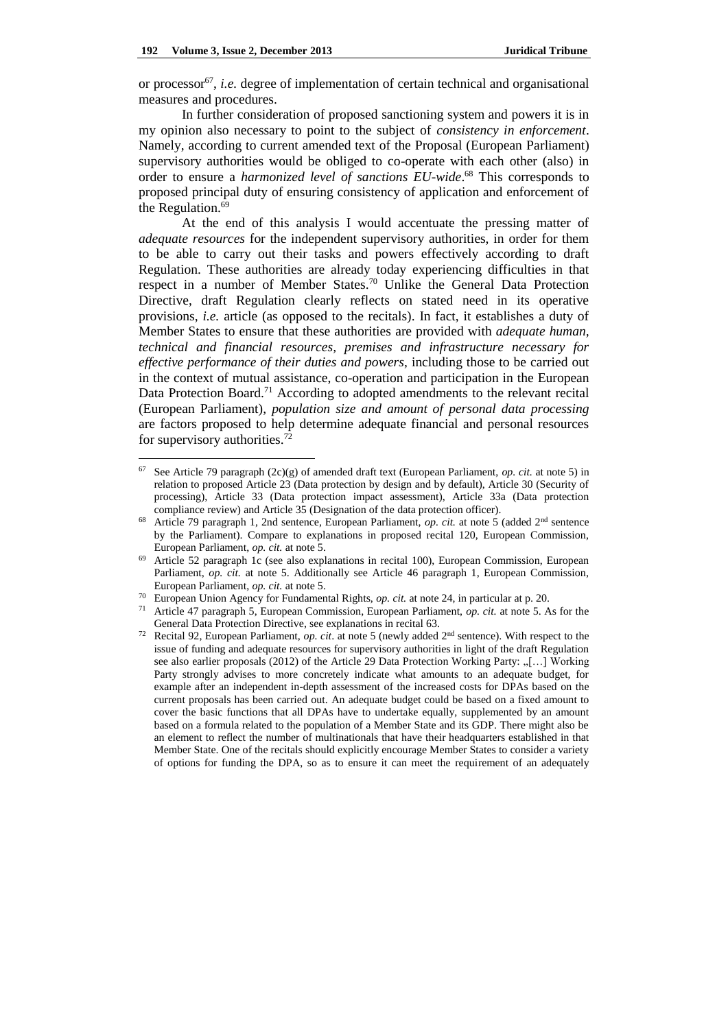or processor[67], *i.e.* degree of implementation of certain technical and organisational measures and procedures.

In further consideration of proposed sanctioning system and powers it is in my opinion also necessary to point to the subject of *consistency in enforcement*. Namely, according to current amended text of the Proposal (European Parliament) supervisory authorities would be obliged to co-operate with each other (also) in order to ensure a *harmonized level of sanctions EU-wide*.[68] This corresponds to proposed principal duty of ensuring consistency of application and enforcement of the Regulation.[69]

At the end of this analysis I would accentuate the pressing matter of *adequate resources* for the independent supervisory authorities, in order for them to be able to carry out their tasks and powers effectively according to draft Regulation. These authorities are already today experiencing difficulties in that respect in a number of Member States.[70] Unlike the General Data Protection Directive, draft Regulation clearly reflects on stated need in its operative provisions, *i.e.* article (as opposed to the recitals). In fact, it establishes a duty of Member States to ensure that these authorities are provided with *adequate human, technical and financial resources, premises and infrastructure necessary for effective performance of their duties and powers*, including those to be carried out in the context of mutual assistance, co-operation and participation in the European Data Protection Board.[71] According to adopted amendments to the relevant recital (European Parliament), *population size and amount of personal data processing* are factors proposed to help determine adequate financial and personal resources for supervisory authorities.[72]

---

[67] See Article 79 paragraph (2c)(g) of amended draft text (European Parliament, *op. cit.* at note 5) in relation to proposed Article 23 (Data protection by design and by default), Article 30 (Security of processing), Article 33 (Data protection impact assessment), Article 33a (Data protection compliance review) and Article 35 (Designation of the data protection officer).

[68] Article 79 paragraph 1, 2nd sentence, European Parliament, *op. cit.* at note 5 (added 2nd sentence by the Parliament). Compare to explanations in proposed recital 120, European Commission, European Parliament, *op. cit.* at note 5.

[69] Article 52 paragraph 1c (see also explanations in recital 100), European Commission, European Parliament, *op. cit.* at note 5. Additionally see Article 46 paragraph 1, European Commission, European Parliament, *op. cit.* at note 5.

[70] European Union Agency for Fundamental Rights, *op. cit.* at note 24, in particular at p. 20.

[71] Article 47 paragraph 5, European Commission, European Parliament, *op. cit.* at note 5. As for the General Data Protection Directive, see explanations in recital 63.

[72] Recital 92, European Parliament, *op. cit*. at note 5 (newly added 2nd sentence). With respect to the issue of funding and adequate resources for supervisory authorities in light of the draft Regulation see also earlier proposals (2012) of the Article 29 Data Protection Working Party: „[…] Working Party strongly advises to more concretely indicate what amounts to an adequate budget, for example after an independent in-depth assessment of the increased costs for DPAs based on the current proposals has been carried out. An adequate budget could be based on a fixed amount to cover the basic functions that all DPAs have to undertake equally, supplemented by an amount based on a formula related to the population of a Member State and its GDP. There might also be an element to reflect the number of multinationals that have their headquarters established in that Member State. One of the recitals should explicitly encourage Member States to consider a variety of options for funding the DPA, so as to ensure it can meet the requirement of an adequately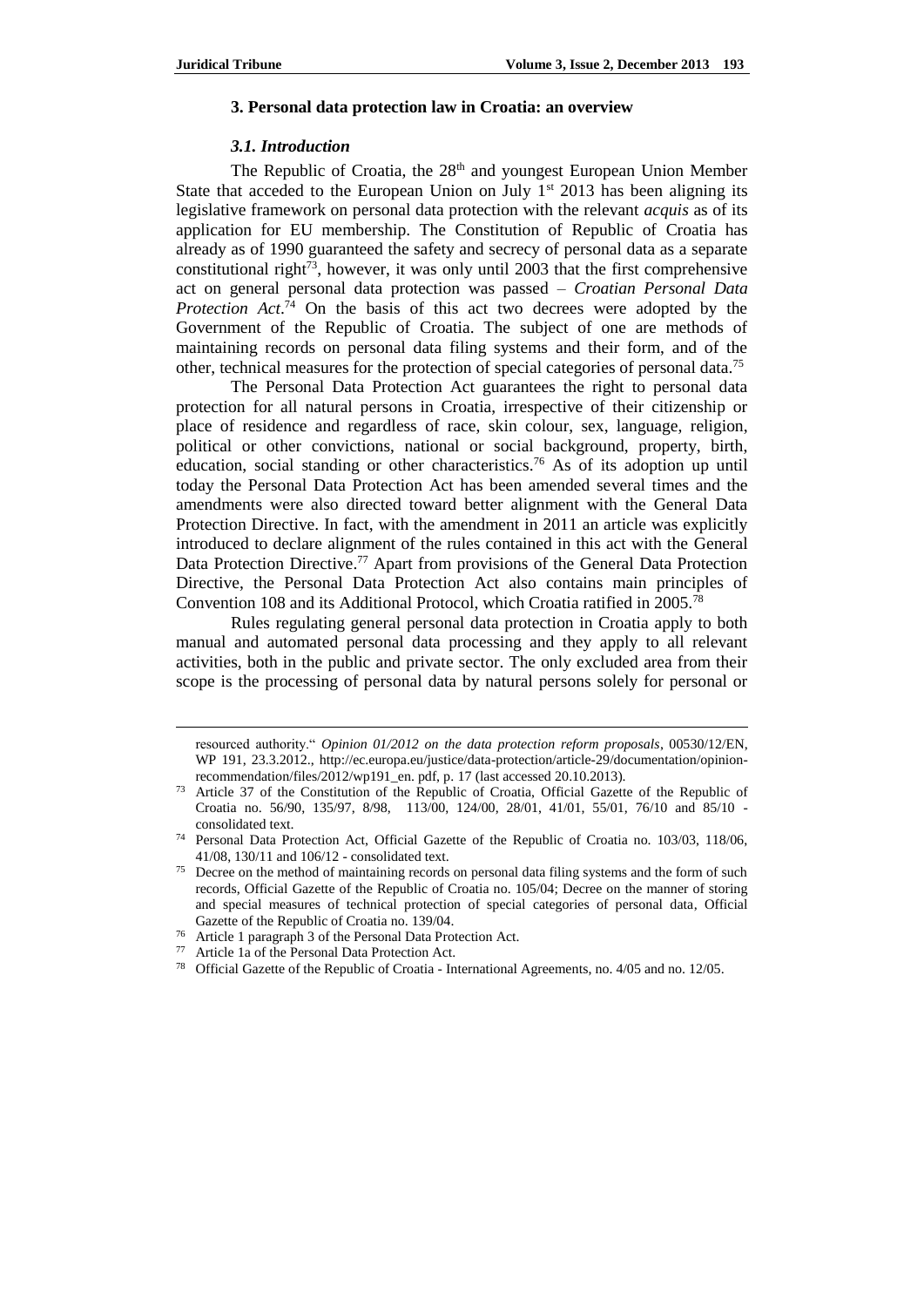### 3. Personal data protection law in Croatia: an overview

#### *3.1. Introduction*

The Republic of Croatia, the 28th and youngest European Union Member State that acceded to the European Union on July 1st 2013 has been aligning its legislative framework on personal data protection with the relevant *acquis* as of its application for EU membership. The Constitution of Republic of Croatia has already as of 1990 guaranteed the safety and secrecy of personal data as a separate constitutional right[73], however, it was only until 2003 that the first comprehensive act on general personal data protection was passed – *Croatian Personal Data Protection Act*.[74] On the basis of this act two decrees were adopted by the Government of the Republic of Croatia. The subject of one are methods of maintaining records on personal data filing systems and their form, and of the other, technical measures for the protection of special categories of personal data.[75]

The Personal Data Protection Act guarantees the right to personal data protection for all natural persons in Croatia, irrespective of their citizenship or place of residence and regardless of race, skin colour, sex, language, religion, political or other convictions, national or social background, property, birth, education, social standing or other characteristics.[76] As of its adoption up until today the Personal Data Protection Act has been amended several times and the amendments were also directed toward better alignment with the General Data Protection Directive. In fact, with the amendment in 2011 an article was explicitly introduced to declare alignment of the rules contained in this act with the General Data Protection Directive.[77] Apart from provisions of the General Data Protection Directive, the Personal Data Protection Act also contains main principles of Convention 108 and its Additional Protocol, which Croatia ratified in 2005.[78]

Rules regulating general personal data protection in Croatia apply to both manual and automated personal data processing and they apply to all relevant activities, both in the public and private sector. The only excluded area from their scope is the processing of personal data by natural persons solely for personal or

---

resourced authority." *Opinion 01/2012 on the data protection reform proposals*, 00530/12/EN, WP 191, 23.3.2012., http://ec.europa.eu/justice/data-protection/article-29/documentation/opinion-recommendation/files/2012/wp191_en. pdf, p. 17 (last accessed 20.10.2013).

[73] Article 37 of the Constitution of the Republic of Croatia, Official Gazette of the Republic of Croatia no. 56/90, 135/97, 8/98, 113/00, 124/00, 28/01, 41/01, 55/01, 76/10 and 85/10 - consolidated text.

[74] Personal Data Protection Act, Official Gazette of the Republic of Croatia no. 103/03, 118/06, 41/08, 130/11 and 106/12 - consolidated text.

[75] Decree on the method of maintaining records on personal data filing systems and the form of such records, Official Gazette of the Republic of Croatia no. 105/04; Decree on the manner of storing and special measures of technical protection of special categories of personal data, Official Gazette of the Republic of Croatia no. 139/04.

[76] Article 1 paragraph 3 of the Personal Data Protection Act.

[77] Article 1a of the Personal Data Protection Act.

[78] Official Gazette of the Republic of Croatia - International Agreements, no. 4/05 and no. 12/05.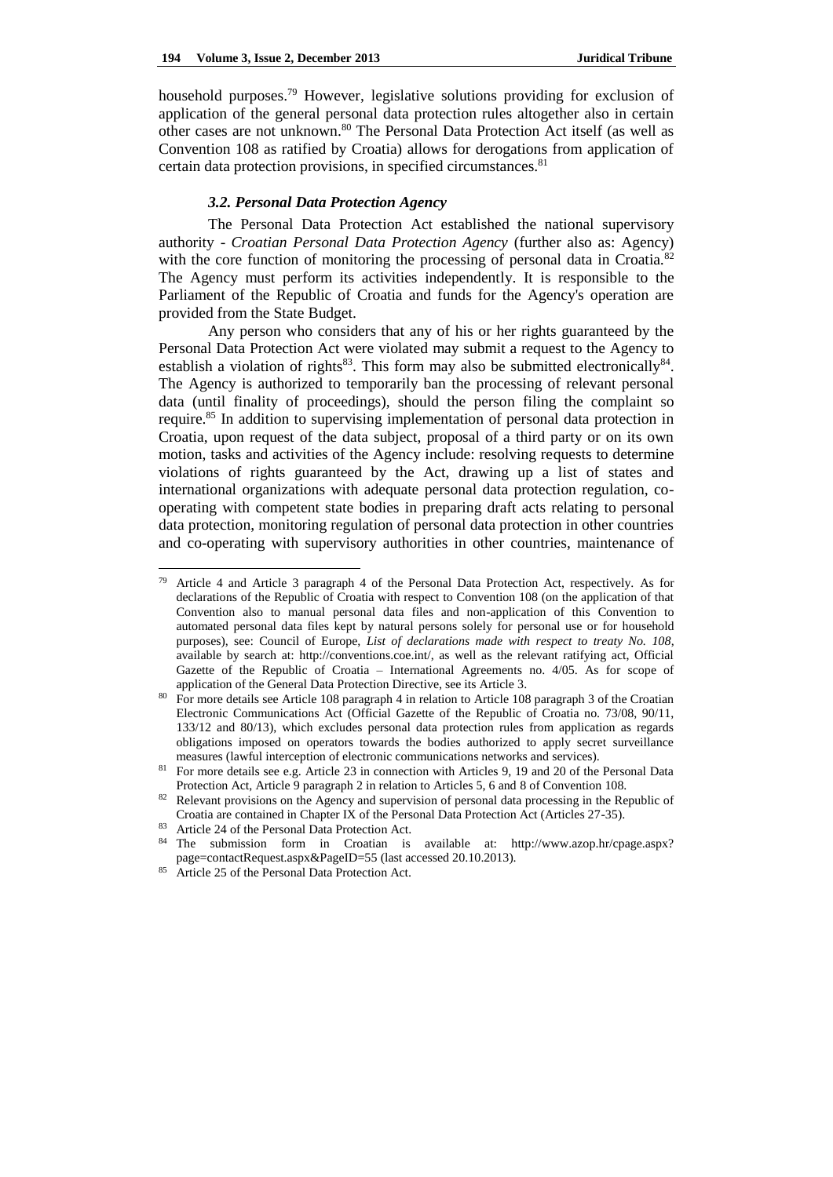household purposes.[79] However, legislative solutions providing for exclusion of application of the general personal data protection rules altogether also in certain other cases are not unknown.[80] The Personal Data Protection Act itself (as well as Convention 108 as ratified by Croatia) allows for derogations from application of certain data protection provisions, in specified circumstances.[81]

### *3.2. Personal Data Protection Agency*

The Personal Data Protection Act established the national supervisory authority - *Croatian Personal Data Protection Agency* (further also as: Agency) with the core function of monitoring the processing of personal data in Croatia.[82] The Agency must perform its activities independently. It is responsible to the Parliament of the Republic of Croatia and funds for the Agency's operation are provided from the State Budget.

Any person who considers that any of his or her rights guaranteed by the Personal Data Protection Act were violated may submit a request to the Agency to establish a violation of rights[83]. This form may also be submitted electronically[84]. The Agency is authorized to temporarily ban the processing of relevant personal data (until finality of proceedings), should the person filing the complaint so require.[85] In addition to supervising implementation of personal data protection in Croatia, upon request of the data subject, proposal of a third party or on its own motion, tasks and activities of the Agency include: resolving requests to determine violations of rights guaranteed by the Act, drawing up a list of states and international organizations with adequate personal data protection regulation, co-operating with competent state bodies in preparing draft acts relating to personal data protection, monitoring regulation of personal data protection in other countries and co-operating with supervisory authorities in other countries, maintenance of

---

[79] Article 4 and Article 3 paragraph 4 of the Personal Data Protection Act, respectively. As for declarations of the Republic of Croatia with respect to Convention 108 (on the application of that Convention also to manual personal data files and non-application of this Convention to automated personal data files kept by natural persons solely for personal use or for household purposes), see: Council of Europe, *List of declarations made with respect to treaty No. 108*, available by search at: http://conventions.coe.int/, as well as the relevant ratifying act, Official Gazette of the Republic of Croatia – International Agreements no. 4/05. As for scope of application of the General Data Protection Directive, see its Article 3.

[80] For more details see Article 108 paragraph 4 in relation to Article 108 paragraph 3 of the Croatian Electronic Communications Act (Official Gazette of the Republic of Croatia no. 73/08, 90/11, 133/12 and 80/13), which excludes personal data protection rules from application as regards obligations imposed on operators towards the bodies authorized to apply secret surveillance measures (lawful interception of electronic communications networks and services).

[81] For more details see e.g. Article 23 in connection with Articles 9, 19 and 20 of the Personal Data Protection Act, Article 9 paragraph 2 in relation to Articles 5, 6 and 8 of Convention 108.

[82] Relevant provisions on the Agency and supervision of personal data processing in the Republic of Croatia are contained in Chapter IX of the Personal Data Protection Act (Articles 27-35).

[83] Article 24 of the Personal Data Protection Act.

[84] The submission form in Croatian is available at: http://www.azop.hr/cpage.aspx?page=contactRequest.aspx&PageID=55 (last accessed 20.10.2013).

[85] Article 25 of the Personal Data Protection Act.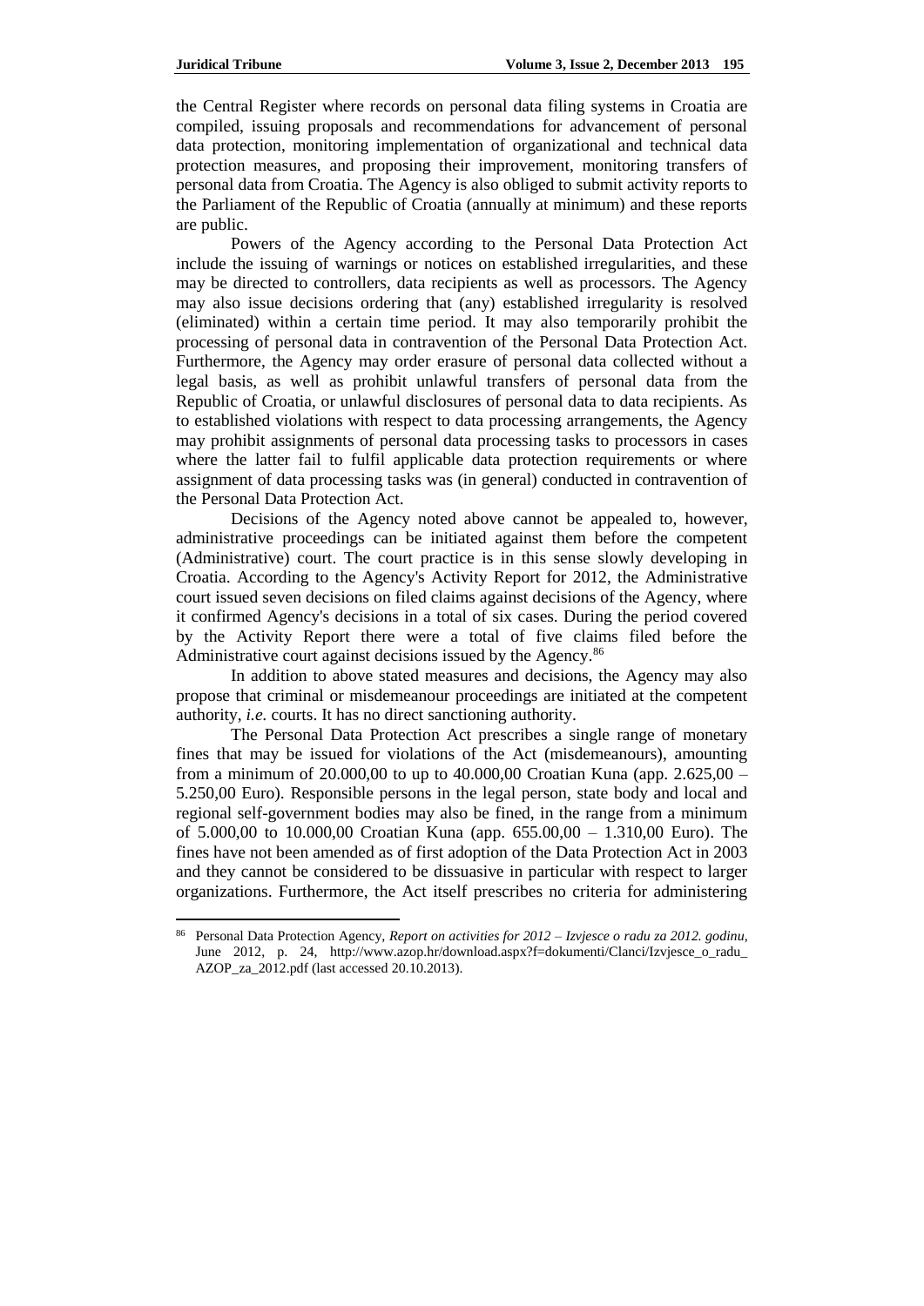the Central Register where records on personal data filing systems in Croatia are compiled, issuing proposals and recommendations for advancement of personal data protection, monitoring implementation of organizational and technical data protection measures, and proposing their improvement, monitoring transfers of personal data from Croatia. The Agency is also obliged to submit activity reports to the Parliament of the Republic of Croatia (annually at minimum) and these reports are public.

Powers of the Agency according to the Personal Data Protection Act include the issuing of warnings or notices on established irregularities, and these may be directed to controllers, data recipients as well as processors. The Agency may also issue decisions ordering that (any) established irregularity is resolved (eliminated) within a certain time period. It may also temporarily prohibit the processing of personal data in contravention of the Personal Data Protection Act. Furthermore, the Agency may order erasure of personal data collected without a legal basis, as well as prohibit unlawful transfers of personal data from the Republic of Croatia, or unlawful disclosures of personal data to data recipients. As to established violations with respect to data processing arrangements, the Agency may prohibit assignments of personal data processing tasks to processors in cases where the latter fail to fulfil applicable data protection requirements or where assignment of data processing tasks was (in general) conducted in contravention of the Personal Data Protection Act.

Decisions of the Agency noted above cannot be appealed to, however, administrative proceedings can be initiated against them before the competent (Administrative) court. The court practice is in this sense slowly developing in Croatia. According to the Agency's Activity Report for 2012, the Administrative court issued seven decisions on filed claims against decisions of the Agency, where it confirmed Agency's decisions in a total of six cases. During the period covered by the Activity Report there were a total of five claims filed before the Administrative court against decisions issued by the Agency.[86]

In addition to above stated measures and decisions, the Agency may also propose that criminal or misdemeanour proceedings are initiated at the competent authority, *i.e.* courts. It has no direct sanctioning authority.

The Personal Data Protection Act prescribes a single range of monetary fines that may be issued for violations of the Act (misdemeanours), amounting from a minimum of 20.000,00 to up to 40.000,00 Croatian Kuna (app. 2.625,00 – 5.250,00 Euro). Responsible persons in the legal person, state body and local and regional self-government bodies may also be fined, in the range from a minimum of 5.000,00 to 10.000,00 Croatian Kuna (app. 655.00,00 – 1.310,00 Euro). The fines have not been amended as of first adoption of the Data Protection Act in 2003 and they cannot be considered to be dissuasive in particular with respect to larger organizations. Furthermore, the Act itself prescribes no criteria for administering

---

[86] Personal Data Protection Agency, *Report on activities for 2012 – Izvjesce o radu za 2012. godinu*, June 2012, p. 24, http://www.azop.hr/download.aspx?f=dokumenti/Clanci/Izvjesce_o_radu_AZOP_za_2012.pdf (last accessed 20.10.2013).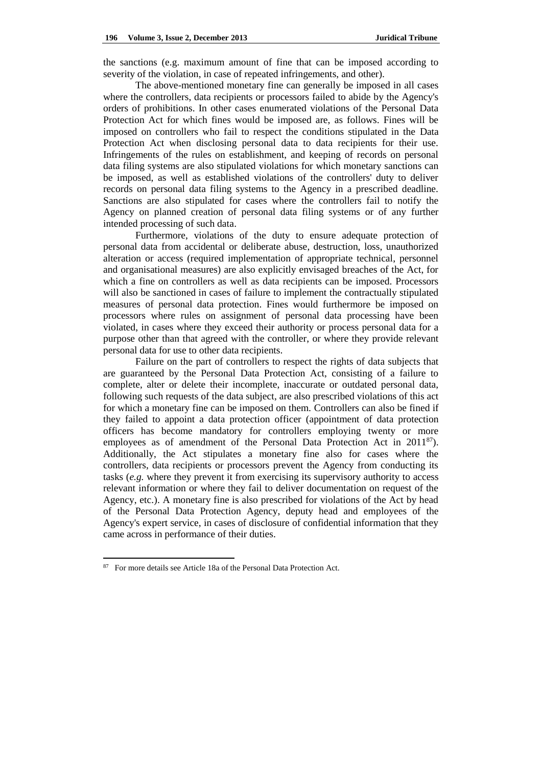the sanctions (e.g. maximum amount of fine that can be imposed according to severity of the violation, in case of repeated infringements, and other).

The above-mentioned monetary fine can generally be imposed in all cases where the controllers, data recipients or processors failed to abide by the Agency's orders of prohibitions. In other cases enumerated violations of the Personal Data Protection Act for which fines would be imposed are, as follows. Fines will be imposed on controllers who fail to respect the conditions stipulated in the Data Protection Act when disclosing personal data to data recipients for their use. Infringements of the rules on establishment, and keeping of records on personal data filing systems are also stipulated violations for which monetary sanctions can be imposed, as well as established violations of the controllers' duty to deliver records on personal data filing systems to the Agency in a prescribed deadline. Sanctions are also stipulated for cases where the controllers fail to notify the Agency on planned creation of personal data filing systems or of any further intended processing of such data.

Furthermore, violations of the duty to ensure adequate protection of personal data from accidental or deliberate abuse, destruction, loss, unauthorized alteration or access (required implementation of appropriate technical, personnel and organisational measures) are also explicitly envisaged breaches of the Act, for which a fine on controllers as well as data recipients can be imposed. Processors will also be sanctioned in cases of failure to implement the contractually stipulated measures of personal data protection. Fines would furthermore be imposed on processors where rules on assignment of personal data processing have been violated, in cases where they exceed their authority or process personal data for a purpose other than that agreed with the controller, or where they provide relevant personal data for use to other data recipients.

Failure on the part of controllers to respect the rights of data subjects that are guaranteed by the Personal Data Protection Act, consisting of a failure to complete, alter or delete their incomplete, inaccurate or outdated personal data, following such requests of the data subject, are also prescribed violations of this act for which a monetary fine can be imposed on them. Controllers can also be fined if they failed to appoint a data protection officer (appointment of data protection officers has become mandatory for controllers employing twenty or more employees as of amendment of the Personal Data Protection Act in 2011[87]). Additionally, the Act stipulates a monetary fine also for cases where the controllers, data recipients or processors prevent the Agency from conducting its tasks (*e.g.* where they prevent it from exercising its supervisory authority to access relevant information or where they fail to deliver documentation on request of the Agency, etc.). A monetary fine is also prescribed for violations of the Act by head of the Personal Data Protection Agency, deputy head and employees of the Agency's expert service, in cases of disclosure of confidential information that they came across in performance of their duties.

---

[87] For more details see Article 18a of the Personal Data Protection Act.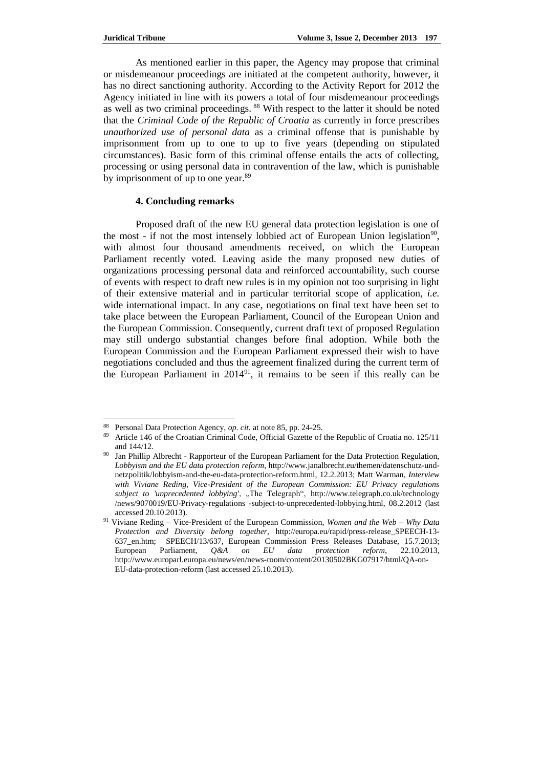As mentioned earlier in this paper, the Agency may propose that criminal or misdemeanour proceedings are initiated at the competent authority, however, it has no direct sanctioning authority. According to the Activity Report for 2012 the Agency initiated in line with its powers a total of four misdemeanour proceedings as well as two criminal proceedings. [88] With respect to the latter it should be noted that the *Criminal Code of the Republic of Croatia* as currently in force prescribes *unauthorized use of personal data* as a criminal offense that is punishable by imprisonment from up to one to up to five years (depending on stipulated circumstances). Basic form of this criminal offense entails the acts of collecting, processing or using personal data in contravention of the law, which is punishable by imprisonment of up to one year.[89]

### 4. Concluding remarks

Proposed draft of the new EU general data protection legislation is one of the most - if not the most intensely lobbied act of European Union legislation[90], with almost four thousand amendments received, on which the European Parliament recently voted. Leaving aside the many proposed new duties of organizations processing personal data and reinforced accountability, such course of events with respect to draft new rules is in my opinion not too surprising in light of their extensive material and in particular territorial scope of application, *i.e.* wide international impact. In any case, negotiations on final text have been set to take place between the European Parliament, Council of the European Union and the European Commission. Consequently, current draft text of proposed Regulation may still undergo substantial changes before final adoption. While both the European Commission and the European Parliament expressed their wish to have negotiations concluded and thus the agreement finalized during the current term of the European Parliament in 2014[91], it remains to be seen if this really can be

---

[88] Personal Data Protection Agency, *op. cit.* at note 85, pp. 24-25.

[89] Article 146 of the Croatian Criminal Code, Official Gazette of the Republic of Croatia no. 125/11 and 144/12.

[90] Jan Phillip Albrecht - Rapporteur of the European Parliament for the Data Protection Regulation, *Lobbyism and the EU data protection reform*, http://www.janalbrecht.eu/themen/datenschutz-und-netzpolitik/lobbyism-and-the-eu-data-protection-reform.html, 12.2.2013; Matt Warman, *Interview with Viviane Reding, Vice-President of the European Commission: EU Privacy regulations subject to 'unprecedented lobbying'*, „The Telegraph“, http://www.telegraph.co.uk/technology /news/9070019/EU-Privacy-regulations -subject-to-unprecedented-lobbying.html, 08.2.2012 (last accessed 20.10.2013).

[91] Viviane Reding – Vice-President of the European Commission, *Women and the Web – Why Data Protection and Diversity belong together*, http://europa.eu/rapid/press-release_SPEECH-13-637_en.htm; SPEECH/13/637, European Commission Press Releases Database, 15.7.2013; European Parliament, *Q&A on EU data protection reform*, 22.10.2013, http://www.europarl.europa.eu/news/en/news-room/content/20130502BKG07917/html/QA-on-EU-data-protection-reform (last accessed 25.10.2013).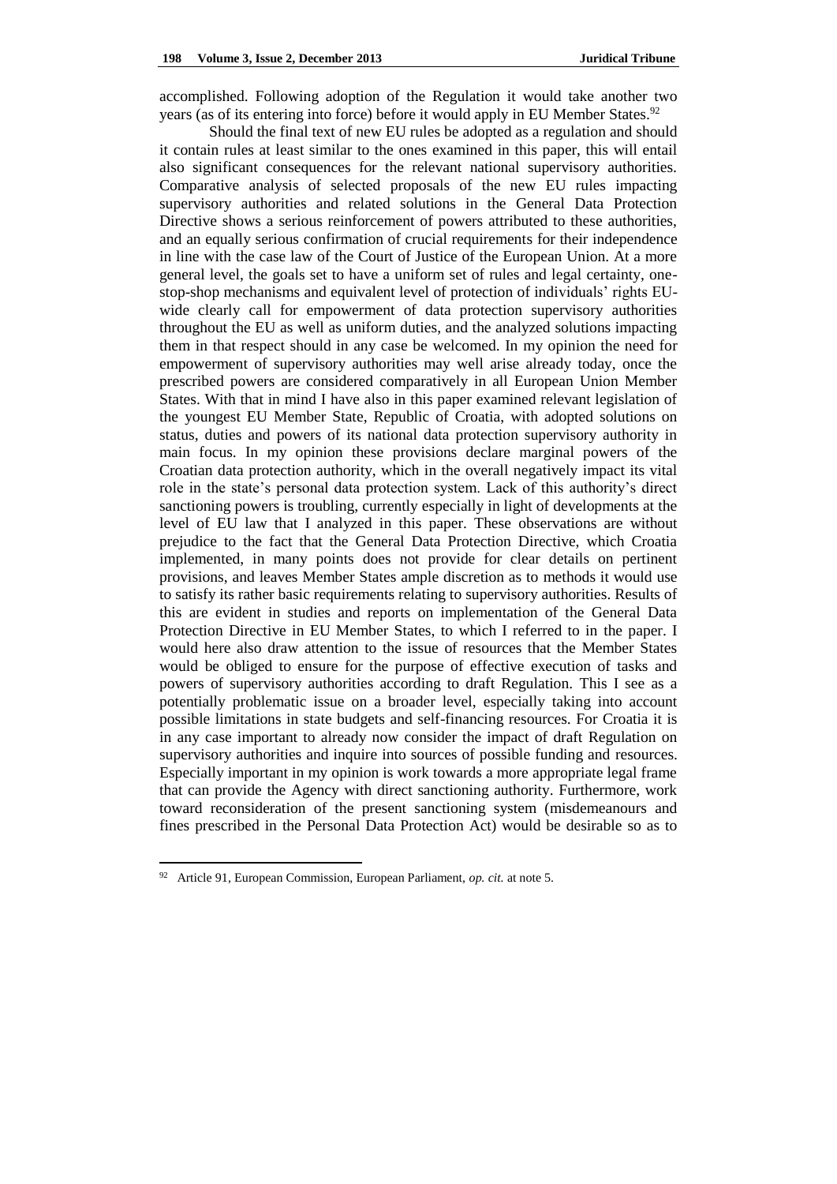accomplished. Following adoption of the Regulation it would take another two years (as of its entering into force) before it would apply in EU Member States.[92]

Should the final text of new EU rules be adopted as a regulation and should it contain rules at least similar to the ones examined in this paper, this will entail also significant consequences for the relevant national supervisory authorities. Comparative analysis of selected proposals of the new EU rules impacting supervisory authorities and related solutions in the General Data Protection Directive shows a serious reinforcement of powers attributed to these authorities, and an equally serious confirmation of crucial requirements for their independence in line with the case law of the Court of Justice of the European Union. At a more general level, the goals set to have a uniform set of rules and legal certainty, one-stop-shop mechanisms and equivalent level of protection of individuals' rights EU-wide clearly call for empowerment of data protection supervisory authorities throughout the EU as well as uniform duties, and the analyzed solutions impacting them in that respect should in any case be welcomed. In my opinion the need for empowerment of supervisory authorities may well arise already today, once the prescribed powers are considered comparatively in all European Union Member States. With that in mind I have also in this paper examined relevant legislation of the youngest EU Member State, Republic of Croatia, with adopted solutions on status, duties and powers of its national data protection supervisory authority in main focus. In my opinion these provisions declare marginal powers of the Croatian data protection authority, which in the overall negatively impact its vital role in the state's personal data protection system. Lack of this authority's direct sanctioning powers is troubling, currently especially in light of developments at the level of EU law that I analyzed in this paper. These observations are without prejudice to the fact that the General Data Protection Directive, which Croatia implemented, in many points does not provide for clear details on pertinent provisions, and leaves Member States ample discretion as to methods it would use to satisfy its rather basic requirements relating to supervisory authorities. Results of this are evident in studies and reports on implementation of the General Data Protection Directive in EU Member States, to which I referred to in the paper. I would here also draw attention to the issue of resources that the Member States would be obliged to ensure for the purpose of effective execution of tasks and powers of supervisory authorities according to draft Regulation. This I see as a potentially problematic issue on a broader level, especially taking into account possible limitations in state budgets and self-financing resources. For Croatia it is in any case important to already now consider the impact of draft Regulation on supervisory authorities and inquire into sources of possible funding and resources. Especially important in my opinion is work towards a more appropriate legal frame that can provide the Agency with direct sanctioning authority. Furthermore, work toward reconsideration of the present sanctioning system (misdemeanours and fines prescribed in the Personal Data Protection Act) would be desirable so as to

---

[92] Article 91, European Commission, European Parliament, *op. cit.* at note 5.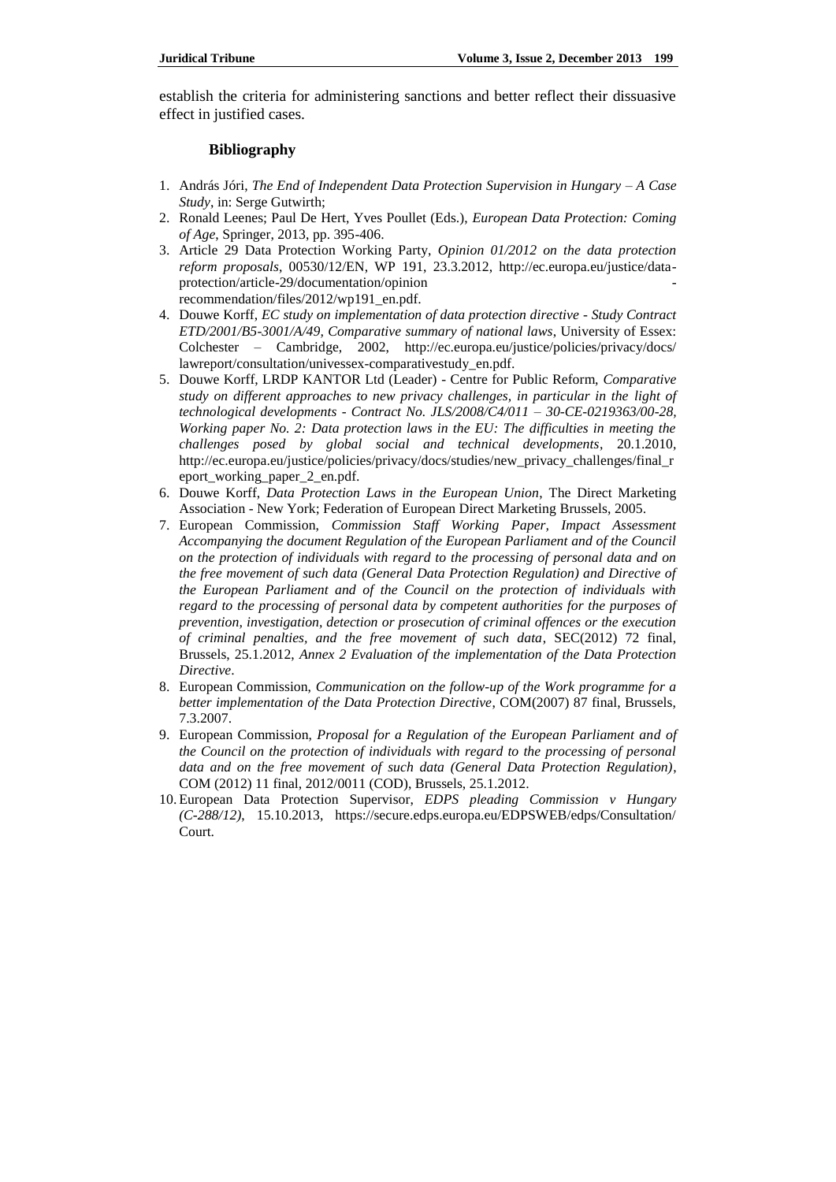establish the criteria for administering sanctions and better reflect their dissuasive effect in justified cases.

## Bibliography

1. András Jóri, *The End of Independent Data Protection Supervision in Hungary – A Case Study*, in: Serge Gutwirth;
2. Ronald Leenes; Paul De Hert, Yves Poullet (Eds.), *European Data Protection: Coming of Age*, Springer, 2013, pp. 395-406.
3. Article 29 Data Protection Working Party, *Opinion 01/2012 on the data protection reform proposals*, 00530/12/EN, WP 191, 23.3.2012, http://ec.europa.eu/justice/data-protection/article-29/documentation/opinion -recommendation/files/2012/wp191_en.pdf.
4. Douwe Korff, *EC study on implementation of data protection directive - Study Contract ETD/2001/B5-3001/A/49, Comparative summary of national laws*, University of Essex: Colchester – Cambridge, 2002, http://ec.europa.eu/justice/policies/privacy/docs/lawreport/consultation/univessex-comparativestudy_en.pdf.
5. Douwe Korff, LRDP KANTOR Ltd (Leader) - Centre for Public Reform, *Comparative study on different approaches to new privacy challenges, in particular in the light of technological developments - Contract No. JLS/2008/C4/011 – 30-CE-0219363/00-28, Working paper No. 2: Data protection laws in the EU: The difficulties in meeting the challenges posed by global social and technical developments*, 20.1.2010, http://ec.europa.eu/justice/policies/privacy/docs/studies/new_privacy_challenges/final_report_working_paper_2_en.pdf.
6. Douwe Korff, *Data Protection Laws in the European Union*, The Direct Marketing Association - New York; Federation of European Direct Marketing Brussels, 2005.
7. European Commission, *Commission Staff Working Paper, Impact Assessment Accompanying the document Regulation of the European Parliament and of the Council on the protection of individuals with regard to the processing of personal data and on the free movement of such data (General Data Protection Regulation) and Directive of the European Parliament and of the Council on the protection of individuals with regard to the processing of personal data by competent authorities for the purposes of prevention, investigation, detection or prosecution of criminal offences or the execution of criminal penalties, and the free movement of such data*, SEC(2012) 72 final, Brussels, 25.1.2012, *Annex 2 Evaluation of the implementation of the Data Protection Directive*.
8. European Commission, *Communication on the follow-up of the Work programme for a better implementation of the Data Protection Directive*, COM(2007) 87 final, Brussels, 7.3.2007.
9. European Commission, *Proposal for a Regulation of the European Parliament and of the Council on the protection of individuals with regard to the processing of personal data and on the free movement of such data (General Data Protection Regulation)*, COM (2012) 11 final, 2012/0011 (COD), Brussels, 25.1.2012.
10. European Data Protection Supervisor, *EDPS pleading Commission v Hungary (C-288/12)*, 15.10.2013, https://secure.edps.europa.eu/EDPSWEB/edps/Consultation/Court.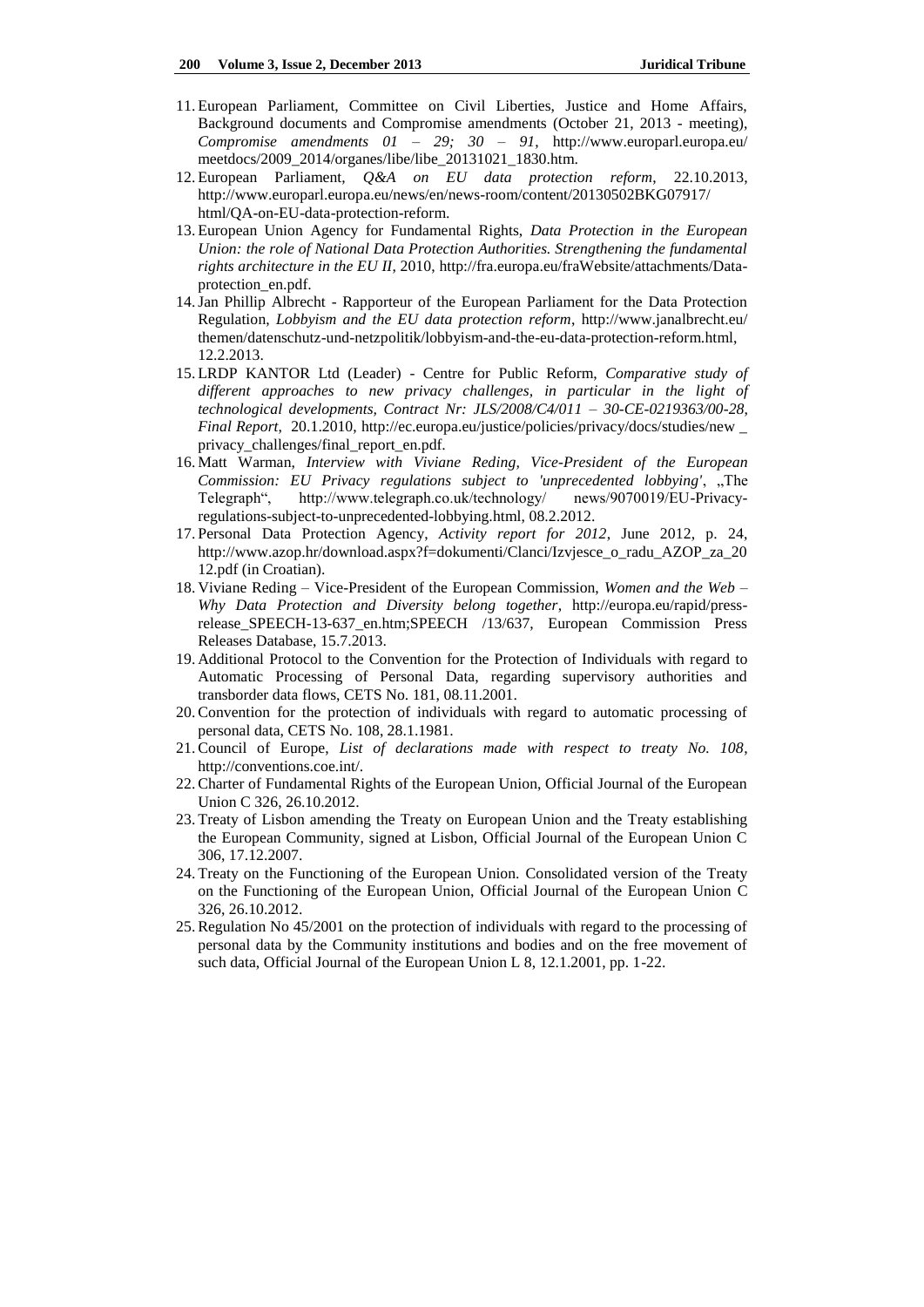11. European Parliament, Committee on Civil Liberties, Justice and Home Affairs, Background documents and Compromise amendments (October 21, 2013 - meeting), *Compromise amendments 01 – 29; 30 – 91*, http://www.europarl.europa.eu/ meetdocs/2009_2014/organes/libe/libe_20131021_1830.htm.
12. European Parliament, *Q&A on EU data protection reform*, 22.10.2013, http://www.europarl.europa.eu/news/en/news-room/content/20130502BKG07917/ html/QA-on-EU-data-protection-reform.
13. European Union Agency for Fundamental Rights, *Data Protection in the European Union: the role of National Data Protection Authorities. Strengthening the fundamental rights architecture in the EU II*, 2010, http://fra.europa.eu/fraWebsite/attachments/Data-protection_en.pdf.
14. Jan Phillip Albrecht - Rapporteur of the European Parliament for the Data Protection Regulation, *Lobbyism and the EU data protection reform*, http://www.janalbrecht.eu/ themen/datenschutz-und-netzpolitik/lobbyism-and-the-eu-data-protection-reform.html, 12.2.2013.
15. LRDP KANTOR Ltd (Leader) - Centre for Public Reform, *Comparative study of different approaches to new privacy challenges, in particular in the light of technological developments, Contract Nr: JLS/2008/C4/011 – 30-CE-0219363/00-28, Final Report*, 20.1.2010, http://ec.europa.eu/justice/policies/privacy/docs/studies/new _ privacy_challenges/final_report_en.pdf.
16. Matt Warman, *Interview with Viviane Reding, Vice-President of the European Commission: EU Privacy regulations subject to 'unprecedented lobbying'*, „The Telegraph", http://www.telegraph.co.uk/technology/ news/9070019/EU-Privacy-regulations-subject-to-unprecedented-lobbying.html, 08.2.2012.
17. Personal Data Protection Agency, *Activity report for 2012*, June 2012, p. 24, http://www.azop.hr/download.aspx?f=dokumenti/Clanci/Izvjesce_o_radu_AZOP_za_2012.pdf (in Croatian).
18. Viviane Reding – Vice-President of the European Commission, *Women and the Web – Why Data Protection and Diversity belong together*, http://europa.eu/rapid/press-release_SPEECH-13-637_en.htm;SPEECH /13/637, European Commission Press Releases Database, 15.7.2013.
19. Additional Protocol to the Convention for the Protection of Individuals with regard to Automatic Processing of Personal Data, regarding supervisory authorities and transborder data flows, CETS No. 181, 08.11.2001.
20. Convention for the protection of individuals with regard to automatic processing of personal data, CETS No. 108, 28.1.1981.
21. Council of Europe, *List of declarations made with respect to treaty No. 108*, http://conventions.coe.int/.
22. Charter of Fundamental Rights of the European Union, Official Journal of the European Union C 326, 26.10.2012.
23. Treaty of Lisbon amending the Treaty on European Union and the Treaty establishing the European Community, signed at Lisbon, Official Journal of the European Union C 306, 17.12.2007.
24. Treaty on the Functioning of the European Union. Consolidated version of the Treaty on the Functioning of the European Union, Official Journal of the European Union C 326, 26.10.2012.
25. Regulation No 45/2001 on the protection of individuals with regard to the processing of personal data by the Community institutions and bodies and on the free movement of such data, Official Journal of the European Union L 8, 12.1.2001, pp. 1-22.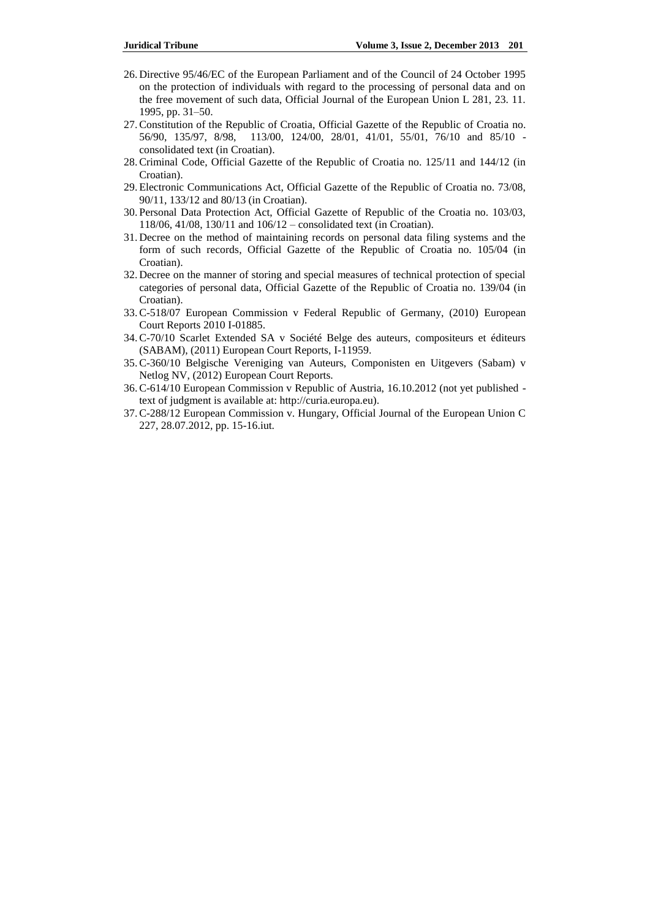26. Directive 95/46/EC of the European Parliament and of the Council of 24 October 1995 on the protection of individuals with regard to the processing of personal data and on the free movement of such data, Official Journal of the European Union L 281, 23. 11. 1995, pp. 31–50.
27. Constitution of the Republic of Croatia, Official Gazette of the Republic of Croatia no. 56/90, 135/97, 8/98, 113/00, 124/00, 28/01, 41/01, 55/01, 76/10 and 85/10 - consolidated text (in Croatian).
28. Criminal Code, Official Gazette of the Republic of Croatia no. 125/11 and 144/12 (in Croatian).
29. Electronic Communications Act, Official Gazette of the Republic of Croatia no. 73/08, 90/11, 133/12 and 80/13 (in Croatian).
30. Personal Data Protection Act, Official Gazette of Republic of the Croatia no. 103/03, 118/06, 41/08, 130/11 and 106/12 – consolidated text (in Croatian).
31. Decree on the method of maintaining records on personal data filing systems and the form of such records, Official Gazette of the Republic of Croatia no. 105/04 (in Croatian).
32. Decree on the manner of storing and special measures of technical protection of special categories of personal data, Official Gazette of the Republic of Croatia no. 139/04 (in Croatian).
33. C-518/07 European Commission v Federal Republic of Germany, (2010) European Court Reports 2010 I-01885.
34. C-70/10 Scarlet Extended SA v Société Belge des auteurs, compositeurs et éditeurs (SABAM), (2011) European Court Reports, I-11959.
35. C-360/10 Belgische Vereniging van Auteurs, Componisten en Uitgevers (Sabam) v Netlog NV, (2012) European Court Reports.
36. C-614/10 European Commission v Republic of Austria, 16.10.2012 (not yet published - text of judgment is available at: http://curia.europa.eu).
37. C-288/12 European Commission v. Hungary, Official Journal of the European Union C 227, 28.07.2012, pp. 15-16.iut.